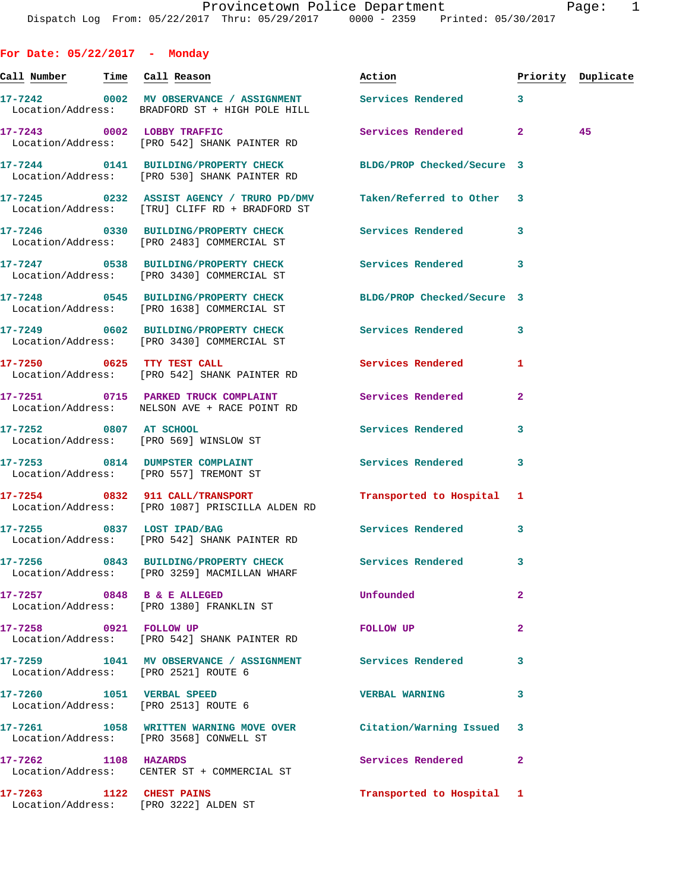Provincetown Police Department
Dispatch Log From: 05/22/2017 Thru: 05/29/2017 0000 - 2359 Printed: 05/30/2017

## For Date: 05/22/2017 - Monday

| Call Number | Time | Call Reason | Action | Priority | Duplicate |
|---|---|---|---|---|---|
| 17-7242 | 0002 | MV OBSERVANCE / ASSIGNMENT<br>Location/Address: BRADFORD ST + HIGH POLE HILL | Services Rendered | 3 | |
| 17-7243 | 0002 | LOBBY TRAFFIC<br>Location/Address: [PRO 542] SHANK PAINTER RD | Services Rendered | 2 | 45 |
| 17-7244 | 0141 | BUILDING/PROPERTY CHECK<br>Location/Address: [PRO 530] SHANK PAINTER RD | BLDG/PROP Checked/Secure | 3 | |
| 17-7245 | 0232 | ASSIST AGENCY / TRURO PD/DMV<br>Location/Address: [TRU] CLIFF RD + BRADFORD ST | Taken/Referred to Other | 3 | |
| 17-7246 | 0330 | BUILDING/PROPERTY CHECK<br>Location/Address: [PRO 2483] COMMERCIAL ST | Services Rendered | 3 | |
| 17-7247 | 0538 | BUILDING/PROPERTY CHECK<br>Location/Address: [PRO 3430] COMMERCIAL ST | Services Rendered | 3 | |
| 17-7248 | 0545 | BUILDING/PROPERTY CHECK<br>Location/Address: [PRO 1638] COMMERCIAL ST | BLDG/PROP Checked/Secure | 3 | |
| 17-7249 | 0602 | BUILDING/PROPERTY CHECK<br>Location/Address: [PRO 3430] COMMERCIAL ST | Services Rendered | 3 | |
| 17-7250 | 0625 | TTY TEST CALL<br>Location/Address: [PRO 542] SHANK PAINTER RD | Services Rendered | 1 | |
| 17-7251 | 0715 | PARKED TRUCK COMPLAINT<br>Location/Address: NELSON AVE + RACE POINT RD | Services Rendered | 2 | |
| 17-7252 | 0807 | AT SCHOOL<br>Location/Address: [PRO 569] WINSLOW ST | Services Rendered | 3 | |
| 17-7253 | 0814 | DUMPSTER COMPLAINT<br>Location/Address: [PRO 557] TREMONT ST | Services Rendered | 3 | |
| 17-7254 | 0832 | 911 CALL/TRANSPORT<br>Location/Address: [PRO 1087] PRISCILLA ALDEN RD | Transported to Hospital | 1 | |
| 17-7255 | 0837 | LOST IPAD/BAG<br>Location/Address: [PRO 542] SHANK PAINTER RD | Services Rendered | 3 | |
| 17-7256 | 0843 | BUILDING/PROPERTY CHECK<br>Location/Address: [PRO 3259] MACMILLAN WHARF | Services Rendered | 3 | |
| 17-7257 | 0848 | B & E ALLEGED<br>Location/Address: [PRO 1380] FRANKLIN ST | Unfounded | 2 | |
| 17-7258 | 0921 | FOLLOW UP<br>Location/Address: [PRO 542] SHANK PAINTER RD | FOLLOW UP | 2 | |
| 17-7259 | 1041 | MV OBSERVANCE / ASSIGNMENT<br>Location/Address: [PRO 2521] ROUTE 6 | Services Rendered | 3 | |
| 17-7260 | 1051 | VERBAL SPEED<br>Location/Address: [PRO 2513] ROUTE 6 | VERBAL WARNING | 3 | |
| 17-7261 | 1058 | WRITTEN WARNING MOVE OVER<br>Location/Address: [PRO 3568] CONWELL ST | Citation/Warning Issued | 3 | |
| 17-7262 | 1108 | HAZARDS<br>Location/Address: CENTER ST + COMMERCIAL ST | Services Rendered | 2 | |
| 17-7263 | 1122 | CHEST PAINS<br>Location/Address: [PRO 3222] ALDEN ST | Transported to Hospital | 1 | |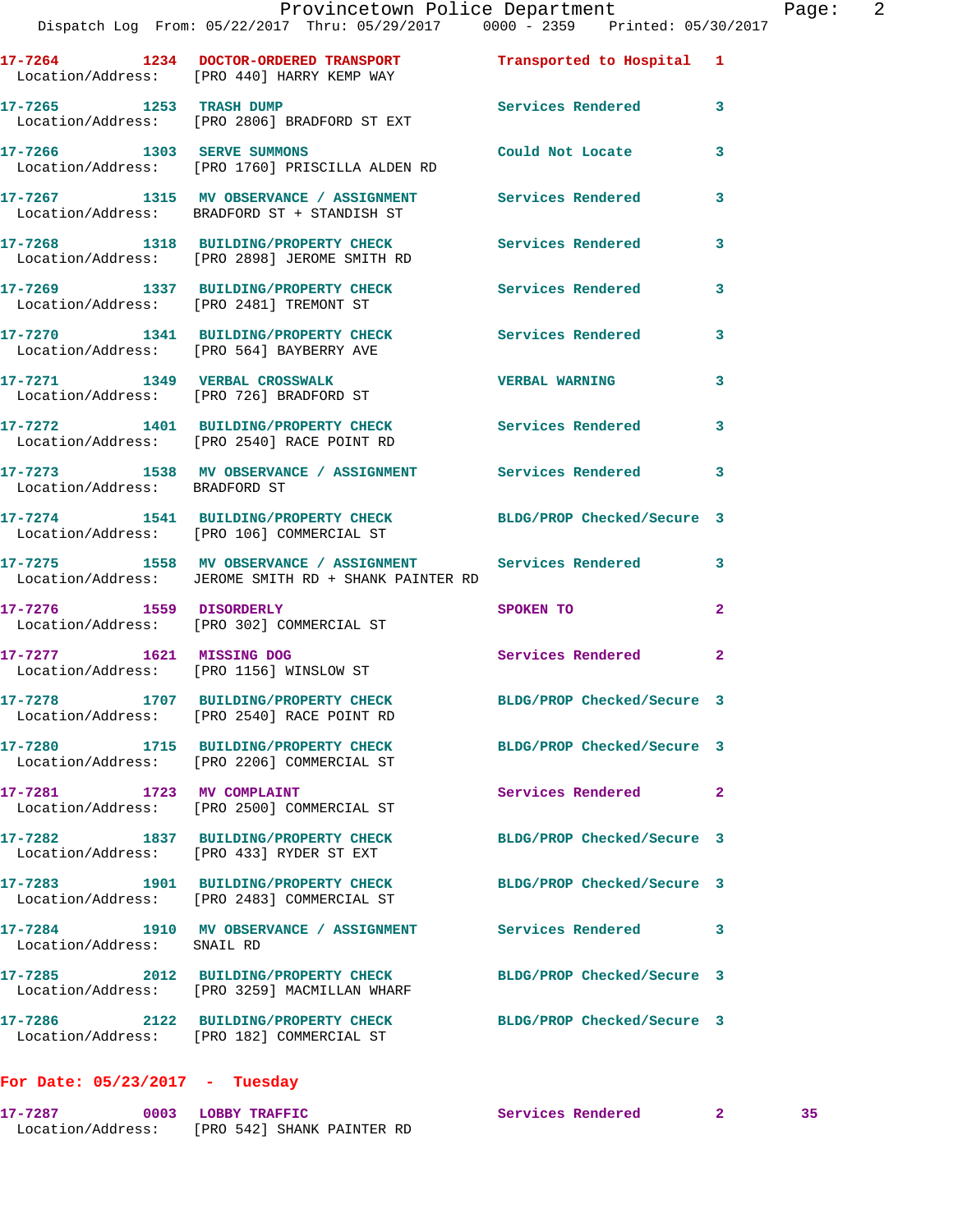17-7264 1234 DOCTOR-ORDERED TRANSPORT Transported to Hospital 1
 Location/Address: [PRO 440] HARRY KEMP WAY

17-7265 1253 TRASH DUMP Services Rendered 3
 Location/Address: [PRO 2806] BRADFORD ST EXT

17-7266 1303 SERVE SUMMONS Could Not Locate 3
 Location/Address: [PRO 1760] PRISCILLA ALDEN RD

17-7267 1315 MV OBSERVANCE / ASSIGNMENT Services Rendered 3
 Location/Address: BRADFORD ST + STANDISH ST

17-7268 1318 BUILDING/PROPERTY CHECK Services Rendered 3
 Location/Address: [PRO 2898] JEROME SMITH RD

17-7269 1337 BUILDING/PROPERTY CHECK Services Rendered 3
 Location/Address: [PRO 2481] TREMONT ST

17-7270 1341 BUILDING/PROPERTY CHECK Services Rendered 3
 Location/Address: [PRO 564] BAYBERRY AVE

17-7271 1349 VERBAL CROSSWALK VERBAL WARNING 3
 Location/Address: [PRO 726] BRADFORD ST

17-7272 1401 BUILDING/PROPERTY CHECK Services Rendered 3
 Location/Address: [PRO 2540] RACE POINT RD

17-7273 1538 MV OBSERVANCE / ASSIGNMENT Services Rendered 3
 Location/Address: BRADFORD ST

17-7274 1541 BUILDING/PROPERTY CHECK BLDG/PROP Checked/Secure 3
 Location/Address: [PRO 106] COMMERCIAL ST

17-7275 1558 MV OBSERVANCE / ASSIGNMENT Services Rendered 3
 Location/Address: JEROME SMITH RD + SHANK PAINTER RD

17-7276 1559 DISORDERLY SPOKEN TO 2
 Location/Address: [PRO 302] COMMERCIAL ST

17-7277 1621 MISSING DOG Services Rendered 2
 Location/Address: [PRO 1156] WINSLOW ST

17-7278 1707 BUILDING/PROPERTY CHECK BLDG/PROP Checked/Secure 3
 Location/Address: [PRO 2540] RACE POINT RD

17-7280 1715 BUILDING/PROPERTY CHECK BLDG/PROP Checked/Secure 3
 Location/Address: [PRO 2206] COMMERCIAL ST

17-7281 1723 MV COMPLAINT Services Rendered 2
 Location/Address: [PRO 2500] COMMERCIAL ST

17-7282 1837 BUILDING/PROPERTY CHECK BLDG/PROP Checked/Secure 3
 Location/Address: [PRO 433] RYDER ST EXT

17-7283 1901 BUILDING/PROPERTY CHECK BLDG/PROP Checked/Secure 3
 Location/Address: [PRO 2483] COMMERCIAL ST

17-7284 1910 MV OBSERVANCE / ASSIGNMENT Services Rendered 3
 Location/Address: SNAIL RD

17-7285 2012 BUILDING/PROPERTY CHECK BLDG/PROP Checked/Secure 3
 Location/Address: [PRO 3259] MACMILLAN WHARF

17-7286 2122 BUILDING/PROPERTY CHECK BLDG/PROP Checked/Secure 3
 Location/Address: [PRO 182] COMMERCIAL ST

**For Date: 05/23/2017 - Tuesday**

17-7287 0003 LOBBY TRAFFIC Services Rendered 2 35
 Location/Address: [PRO 542] SHANK PAINTER RD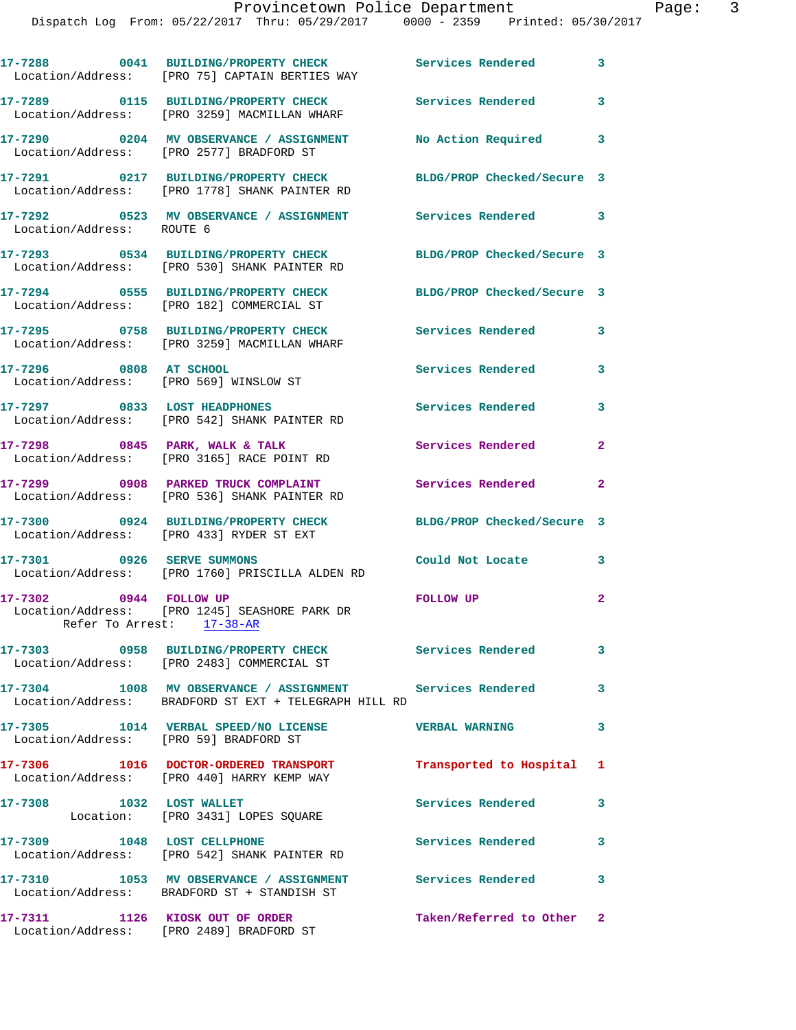17-7288 0041 BUILDING/PROPERTY CHECK Services Rendered 3
Location/Address: [PRO 75] CAPTAIN BERTIES WAY

17-7289 0115 BUILDING/PROPERTY CHECK Services Rendered 3
Location/Address: [PRO 3259] MACMILLAN WHARF

17-7290 0204 MV OBSERVANCE / ASSIGNMENT No Action Required 3
Location/Address: [PRO 2577] BRADFORD ST

17-7291 0217 BUILDING/PROPERTY CHECK BLDG/PROP Checked/Secure 3
Location/Address: [PRO 1778] SHANK PAINTER RD

17-7292 0523 MV OBSERVANCE / ASSIGNMENT Services Rendered 3
Location/Address: ROUTE 6

17-7293 0534 BUILDING/PROPERTY CHECK BLDG/PROP Checked/Secure 3
Location/Address: [PRO 530] SHANK PAINTER RD

17-7294 0555 BUILDING/PROPERTY CHECK BLDG/PROP Checked/Secure 3
Location/Address: [PRO 182] COMMERCIAL ST

17-7295 0758 BUILDING/PROPERTY CHECK Services Rendered 3
Location/Address: [PRO 3259] MACMILLAN WHARF

17-7296 0808 AT SCHOOL Services Rendered 3
Location/Address: [PRO 569] WINSLOW ST

17-7297 0833 LOST HEADPHONES Services Rendered 3
Location/Address: [PRO 542] SHANK PAINTER RD

17-7298 0845 PARK, WALK & TALK Services Rendered 2
Location/Address: [PRO 3165] RACE POINT RD

17-7299 0908 PARKED TRUCK COMPLAINT Services Rendered 2
Location/Address: [PRO 536] SHANK PAINTER RD

17-7300 0924 BUILDING/PROPERTY CHECK BLDG/PROP Checked/Secure 3
Location/Address: [PRO 433] RYDER ST EXT

17-7301 0926 SERVE SUMMONS Could Not Locate 3
Location/Address: [PRO 1760] PRISCILLA ALDEN RD

17-7302 0944 FOLLOW UP FOLLOW UP 2
Location/Address: [PRO 1245] SEASHORE PARK DR
Refer To Arrest: 17-38-AR

17-7303 0958 BUILDING/PROPERTY CHECK Services Rendered 3
Location/Address: [PRO 2483] COMMERCIAL ST

17-7304 1008 MV OBSERVANCE / ASSIGNMENT Services Rendered 3
Location/Address: BRADFORD ST EXT + TELEGRAPH HILL RD

17-7305 1014 VERBAL SPEED/NO LICENSE VERBAL WARNING 3
Location/Address: [PRO 59] BRADFORD ST

17-7306 1016 DOCTOR-ORDERED TRANSPORT Transported to Hospital 1
Location/Address: [PRO 440] HARRY KEMP WAY

17-7308 1032 LOST WALLET Services Rendered 3
Location: [PRO 3431] LOPES SQUARE

17-7309 1048 LOST CELLPHONE Services Rendered 3
Location/Address: [PRO 542] SHANK PAINTER RD

17-7310 1053 MV OBSERVANCE / ASSIGNMENT Services Rendered 3
Location/Address: BRADFORD ST + STANDISH ST

17-7311 1126 KIOSK OUT OF ORDER Taken/Referred to Other 2
Location/Address: [PRO 2489] BRADFORD ST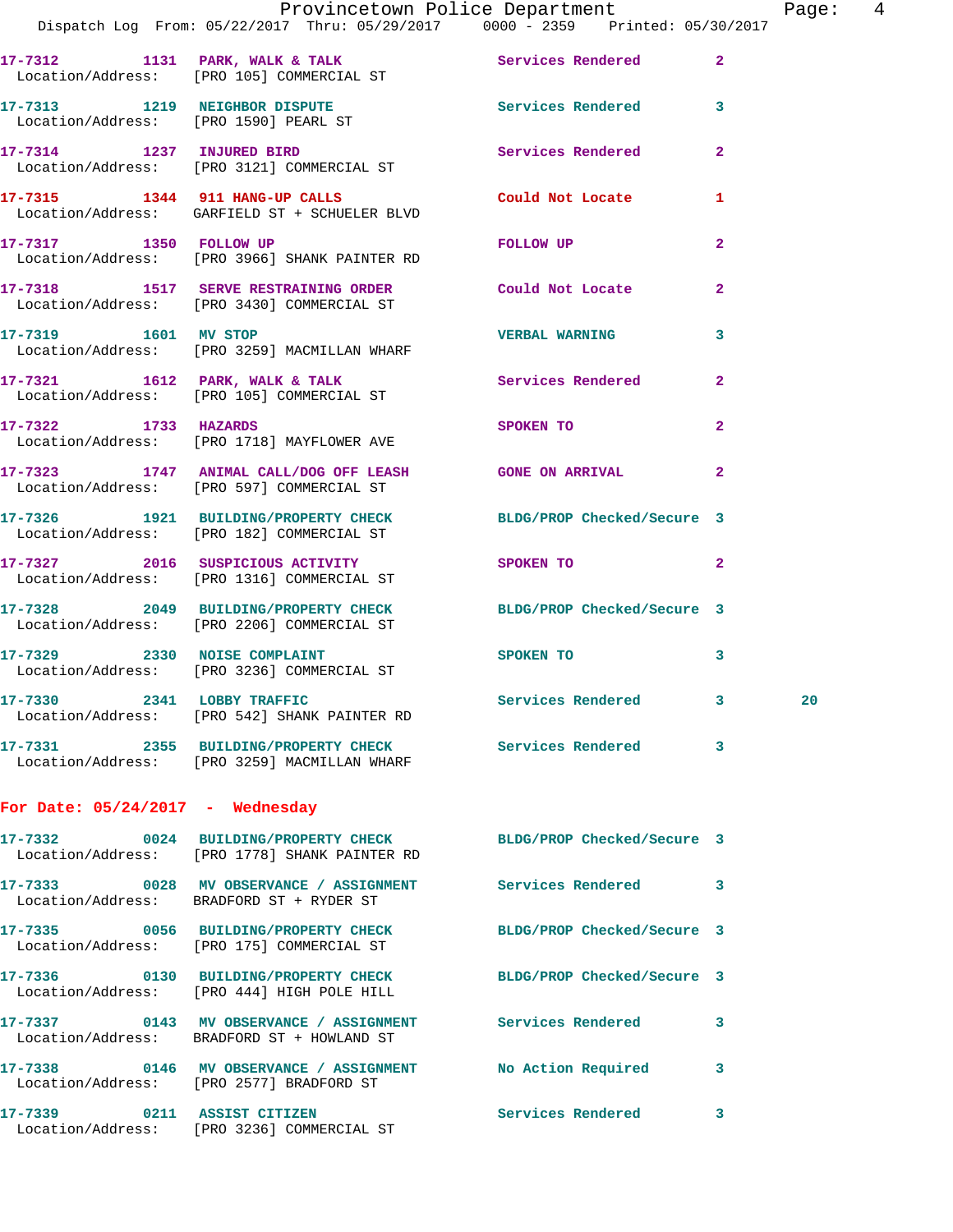17-7312 1131 PARK, WALK & TALK Services Rendered 2
Location/Address: [PRO 105] COMMERCIAL ST

17-7313 1219 NEIGHBOR DISPUTE Services Rendered 3
Location/Address: [PRO 1590] PEARL ST

17-7314 1237 INJURED BIRD Services Rendered 2
Location/Address: [PRO 3121] COMMERCIAL ST

17-7315 1344 911 HANG-UP CALLS Could Not Locate 1
Location/Address: GARFIELD ST + SCHUELER BLVD

17-7317 1350 FOLLOW UP FOLLOW UP 2
Location/Address: [PRO 3966] SHANK PAINTER RD

17-7318 1517 SERVE RESTRAINING ORDER Could Not Locate 2
Location/Address: [PRO 3430] COMMERCIAL ST

17-7319 1601 MV STOP VERBAL WARNING 3
Location/Address: [PRO 3259] MACMILLAN WHARF

17-7321 1612 PARK, WALK & TALK Services Rendered 2
Location/Address: [PRO 105] COMMERCIAL ST

17-7322 1733 HAZARDS SPOKEN TO 2
Location/Address: [PRO 1718] MAYFLOWER AVE

17-7323 1747 ANIMAL CALL/DOG OFF LEASH GONE ON ARRIVAL 2
Location/Address: [PRO 597] COMMERCIAL ST

17-7326 1921 BUILDING/PROPERTY CHECK BLDG/PROP Checked/Secure 3
Location/Address: [PRO 182] COMMERCIAL ST

17-7327 2016 SUSPICIOUS ACTIVITY SPOKEN TO 2
Location/Address: [PRO 1316] COMMERCIAL ST

17-7328 2049 BUILDING/PROPERTY CHECK BLDG/PROP Checked/Secure 3
Location/Address: [PRO 2206] COMMERCIAL ST

17-7329 2330 NOISE COMPLAINT SPOKEN TO 3
Location/Address: [PRO 3236] COMMERCIAL ST

17-7330 2341 LOBBY TRAFFIC Services Rendered 3 20
Location/Address: [PRO 542] SHANK PAINTER RD

17-7331 2355 BUILDING/PROPERTY CHECK Services Rendered 3
Location/Address: [PRO 3259] MACMILLAN WHARF

## For Date: 05/24/2017 - Wednesday

17-7332 0024 BUILDING/PROPERTY CHECK BLDG/PROP Checked/Secure 3
Location/Address: [PRO 1778] SHANK PAINTER RD

17-7333 0028 MV OBSERVANCE / ASSIGNMENT Services Rendered 3
Location/Address: BRADFORD ST + RYDER ST

17-7335 0056 BUILDING/PROPERTY CHECK BLDG/PROP Checked/Secure 3
Location/Address: [PRO 175] COMMERCIAL ST

17-7336 0130 BUILDING/PROPERTY CHECK BLDG/PROP Checked/Secure 3
Location/Address: [PRO 444] HIGH POLE HILL

17-7337 0143 MV OBSERVANCE / ASSIGNMENT Services Rendered 3
Location/Address: BRADFORD ST + HOWLAND ST

17-7338 0146 MV OBSERVANCE / ASSIGNMENT No Action Required 3
Location/Address: [PRO 2577] BRADFORD ST

17-7339 0211 ASSIST CITIZEN Services Rendered 3
Location/Address: [PRO 3236] COMMERCIAL ST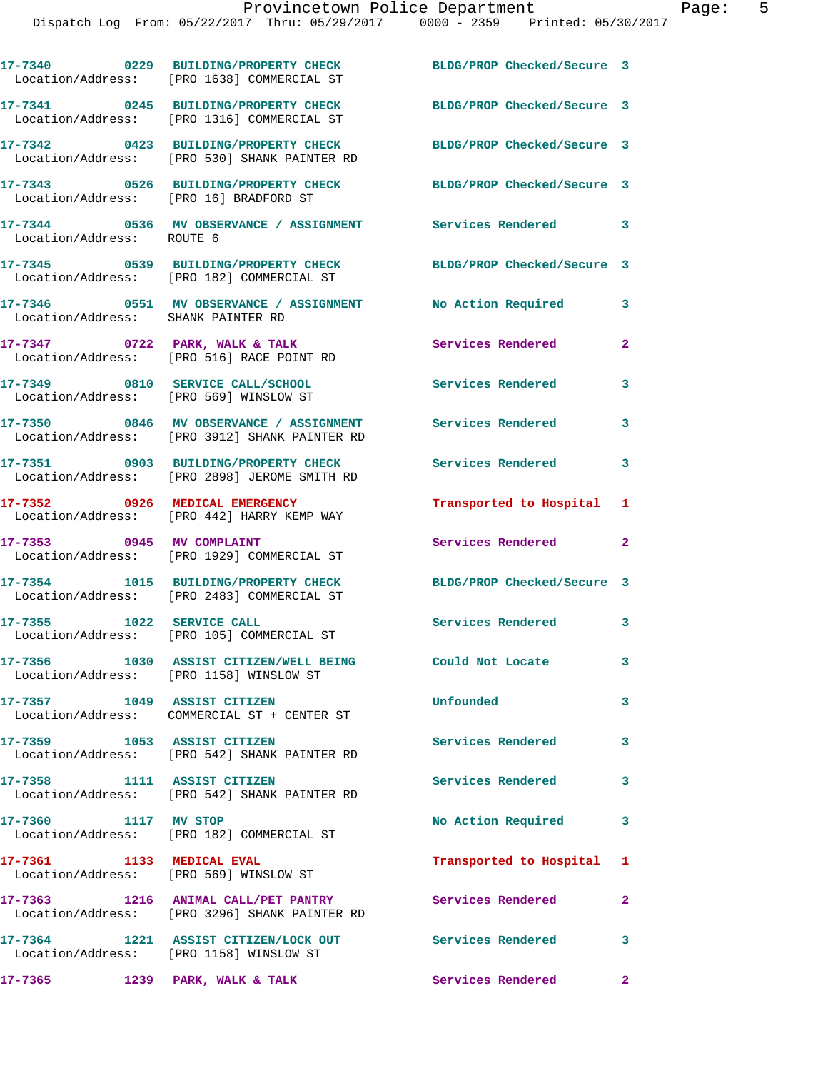17-7340 0229 BUILDING/PROPERTY CHECK BLDG/PROP Checked/Secure 3
Location/Address: [PRO 1638] COMMERCIAL ST

17-7341 0245 BUILDING/PROPERTY CHECK BLDG/PROP Checked/Secure 3
Location/Address: [PRO 1316] COMMERCIAL ST

17-7342 0423 BUILDING/PROPERTY CHECK BLDG/PROP Checked/Secure 3
Location/Address: [PRO 530] SHANK PAINTER RD

17-7343 0526 BUILDING/PROPERTY CHECK BLDG/PROP Checked/Secure 3
Location/Address: [PRO 16] BRADFORD ST

17-7344 0536 MV OBSERVANCE / ASSIGNMENT Services Rendered 3
Location/Address: ROUTE 6

17-7345 0539 BUILDING/PROPERTY CHECK BLDG/PROP Checked/Secure 3
Location/Address: [PRO 182] COMMERCIAL ST

17-7346 0551 MV OBSERVANCE / ASSIGNMENT No Action Required 3
Location/Address: SHANK PAINTER RD

17-7347 0722 PARK, WALK & TALK Services Rendered 2
Location/Address: [PRO 516] RACE POINT RD

17-7349 0810 SERVICE CALL/SCHOOL Services Rendered 3
Location/Address: [PRO 569] WINSLOW ST

17-7350 0846 MV OBSERVANCE / ASSIGNMENT Services Rendered 3
Location/Address: [PRO 3912] SHANK PAINTER RD

17-7351 0903 BUILDING/PROPERTY CHECK Services Rendered 3
Location/Address: [PRO 2898] JEROME SMITH RD

17-7352 0926 MEDICAL EMERGENCY Transported to Hospital 1
Location/Address: [PRO 442] HARRY KEMP WAY

17-7353 0945 MV COMPLAINT Services Rendered 2
Location/Address: [PRO 1929] COMMERCIAL ST

17-7354 1015 BUILDING/PROPERTY CHECK BLDG/PROP Checked/Secure 3
Location/Address: [PRO 2483] COMMERCIAL ST

17-7355 1022 SERVICE CALL Services Rendered 3
Location/Address: [PRO 105] COMMERCIAL ST

17-7356 1030 ASSIST CITIZEN/WELL BEING Could Not Locate 3
Location/Address: [PRO 1158] WINSLOW ST

17-7357 1049 ASSIST CITIZEN Unfounded 3
Location/Address: COMMERCIAL ST + CENTER ST

17-7359 1053 ASSIST CITIZEN Services Rendered 3
Location/Address: [PRO 542] SHANK PAINTER RD

17-7358 1111 ASSIST CITIZEN Services Rendered 3
Location/Address: [PRO 542] SHANK PAINTER RD

17-7360 1117 MV STOP No Action Required 3
Location/Address: [PRO 182] COMMERCIAL ST

17-7361 1133 MEDICAL EVAL Transported to Hospital 1
Location/Address: [PRO 569] WINSLOW ST

17-7363 1216 ANIMAL CALL/PET PANTRY Services Rendered 2
Location/Address: [PRO 3296] SHANK PAINTER RD

17-7364 1221 ASSIST CITIZEN/LOCK OUT Services Rendered 3
Location/Address: [PRO 1158] WINSLOW ST

17-7365 1239 PARK, WALK & TALK Services Rendered 2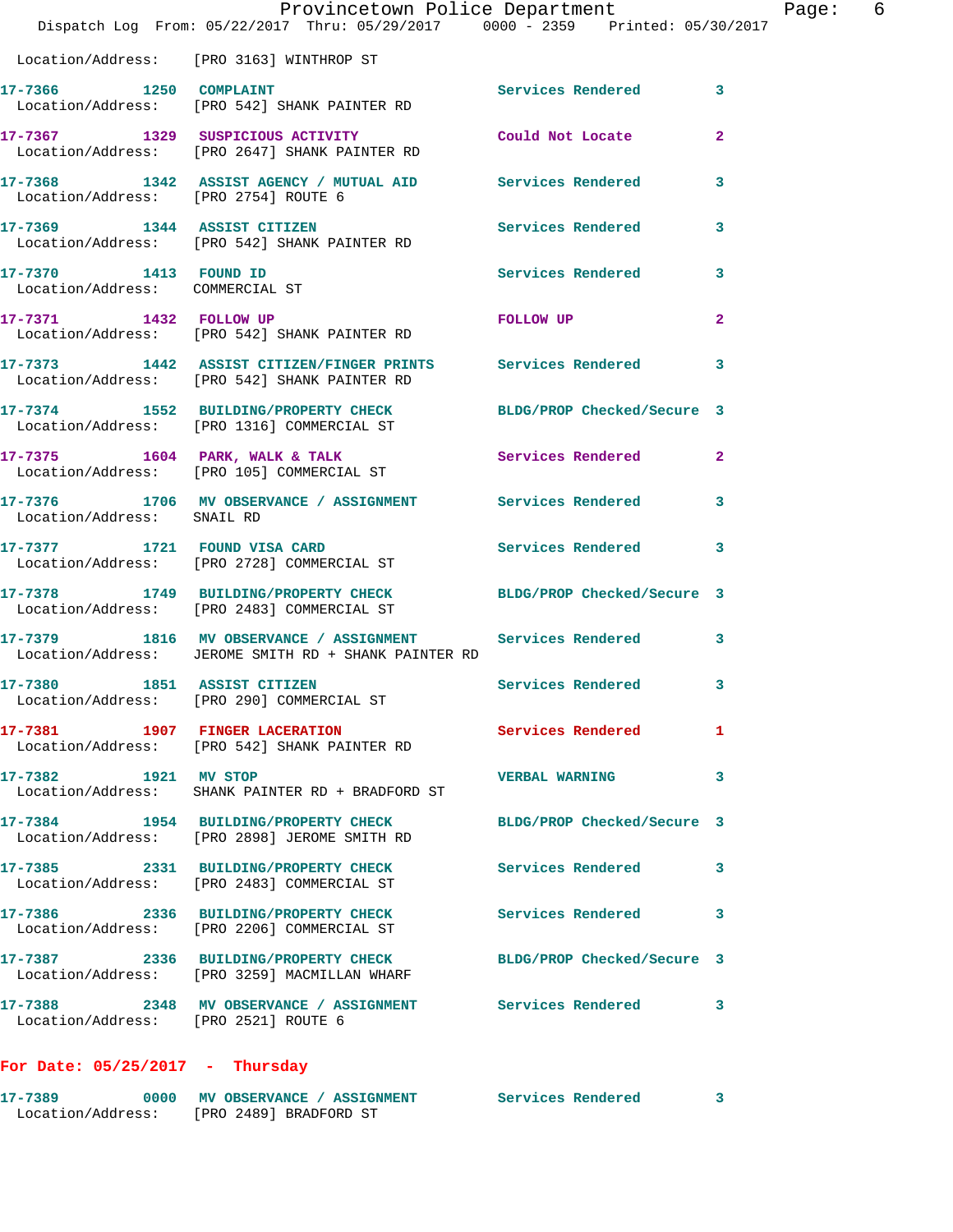Location/Address: [PRO 3163] WINTHROP ST

**17-7366** 1250 **COMPLAINT** Services Rendered 3
Location/Address: [PRO 542] SHANK PAINTER RD

**17-7367** 1329 **SUSPICIOUS ACTIVITY** Could Not Locate 2
Location/Address: [PRO 2647] SHANK PAINTER RD

**17-7368** 1342 **ASSIST AGENCY / MUTUAL AID** Services Rendered 3
Location/Address: [PRO 2754] ROUTE 6

**17-7369** 1344 **ASSIST CITIZEN** Services Rendered 3
Location/Address: [PRO 542] SHANK PAINTER RD

**17-7370** 1413 **FOUND ID** Services Rendered 3
Location/Address: COMMERCIAL ST

**17-7371** 1432 **FOLLOW UP** FOLLOW UP 2
Location/Address: [PRO 542] SHANK PAINTER RD

**17-7373** 1442 **ASSIST CITIZEN/FINGER PRINTS** Services Rendered 3
Location/Address: [PRO 542] SHANK PAINTER RD

**17-7374** 1552 **BUILDING/PROPERTY CHECK** BLDG/PROP Checked/Secure 3
Location/Address: [PRO 1316] COMMERCIAL ST

**17-7375** 1604 **PARK, WALK & TALK** Services Rendered 2
Location/Address: [PRO 105] COMMERCIAL ST

**17-7376** 1706 **MV OBSERVANCE / ASSIGNMENT** Services Rendered 3
Location/Address: SNAIL RD

**17-7377** 1721 **FOUND VISA CARD** Services Rendered 3
Location/Address: [PRO 2728] COMMERCIAL ST

**17-7378** 1749 **BUILDING/PROPERTY CHECK** BLDG/PROP Checked/Secure 3
Location/Address: [PRO 2483] COMMERCIAL ST

**17-7379** 1816 **MV OBSERVANCE / ASSIGNMENT** Services Rendered 3
Location/Address: JEROME SMITH RD + SHANK PAINTER RD

**17-7380** 1851 **ASSIST CITIZEN** Services Rendered 3
Location/Address: [PRO 290] COMMERCIAL ST

**17-7381** 1907 **FINGER LACERATION** Services Rendered 1
Location/Address: [PRO 542] SHANK PAINTER RD

**17-7382** 1921 **MV STOP** VERBAL WARNING 3
Location/Address: SHANK PAINTER RD + BRADFORD ST

**17-7384** 1954 **BUILDING/PROPERTY CHECK** BLDG/PROP Checked/Secure 3
Location/Address: [PRO 2898] JEROME SMITH RD

**17-7385** 2331 **BUILDING/PROPERTY CHECK** Services Rendered 3
Location/Address: [PRO 2483] COMMERCIAL ST

**17-7386** 2336 **BUILDING/PROPERTY CHECK** Services Rendered 3
Location/Address: [PRO 2206] COMMERCIAL ST

**17-7387** 2336 **BUILDING/PROPERTY CHECK** BLDG/PROP Checked/Secure 3
Location/Address: [PRO 3259] MACMILLAN WHARF

**17-7388** 2348 **MV OBSERVANCE / ASSIGNMENT** Services Rendered 3
Location/Address: [PRO 2521] ROUTE 6

**For Date: 05/25/2017 - Thursday**

**17-7389** 0000 **MV OBSERVANCE / ASSIGNMENT** Services Rendered 3
Location/Address: [PRO 2489] BRADFORD ST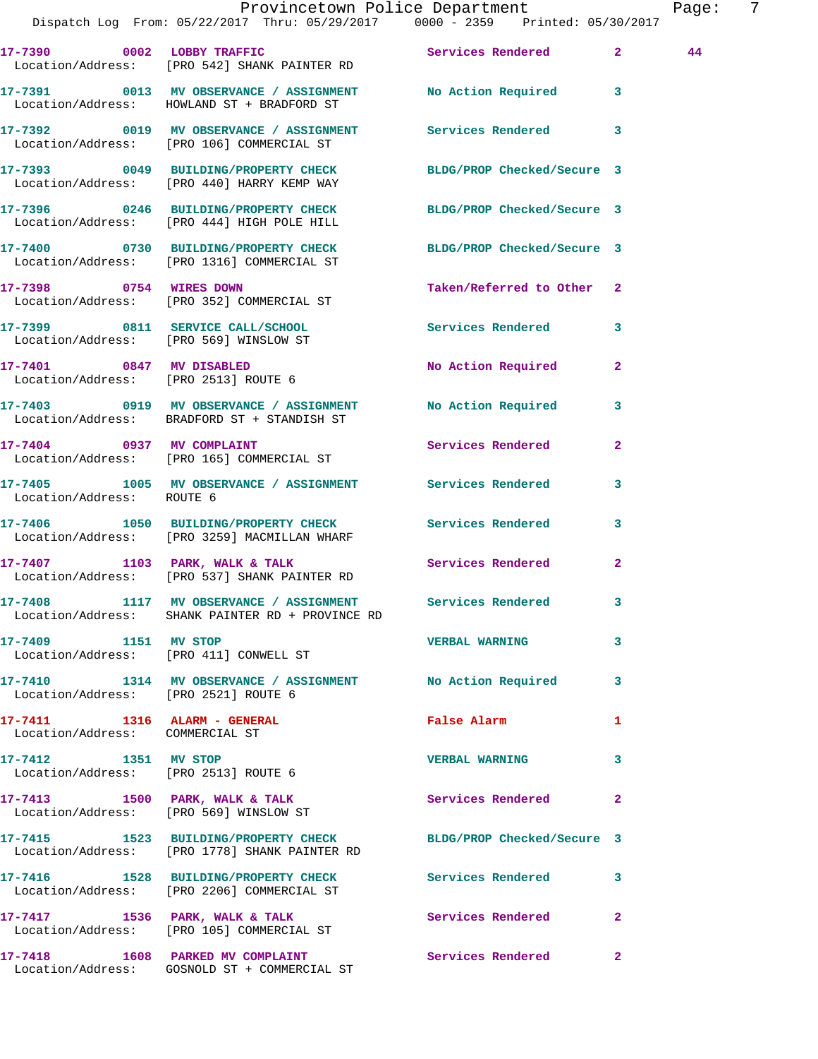| Call # | Time | Call Type | Disposition | Priority | |
|---|---|---|---|---|---|
| 17-7390 | 0002 | LOBBY TRAFFIC | Services Rendered | 2 | 44 |
| Location/Address: | | [PRO 542] SHANK PAINTER RD | | | |
| 17-7391 | 0013 | MV OBSERVATION / ASSIGNMENT | No Action Required | 3 | |
| Location/Address: | | HOWLAND ST + BRADFORD ST | | | |
| 17-7392 | 0019 | MV OBSERVATION / ASSIGNMENT | Services Rendered | 3 | |
| Location/Address: | | [PRO 106] COMMERCIAL ST | | | |
| 17-7393 | 0049 | BUILDING/PROPERTY CHECK | BLDG/PROP Checked/Secure | 3 | |
| Location/Address: | | [PRO 440] HARRY KEMP WAY | | | |
| 17-7396 | 0246 | BUILDING/PROPERTY CHECK | BLDG/PROP Checked/Secure | 3 | |
| Location/Address: | | [PRO 444] HIGH POLE HILL | | | |
| 17-7400 | 0730 | BUILDING/PROPERTY CHECK | BLDG/PROP Checked/Secure | 3 | |
| Location/Address: | | [PRO 1316] COMMERCIAL ST | | | |
| 17-7398 | 0754 | WIRES DOWN | Taken/Referred to Other | 2 | |
| Location/Address: | | [PRO 352] COMMERCIAL ST | | | |
| 17-7399 | 0811 | SERVICE CALL/SCHOOL | Services Rendered | 3 | |
| Location/Address: | | [PRO 569] WINSLOW ST | | | |
| 17-7401 | 0847 | MV DISABLED | No Action Required | 2 | |
| Location/Address: | | [PRO 2513] ROUTE 6 | | | |
| 17-7403 | 0919 | MV OBSERVATION / ASSIGNMENT | No Action Required | 3 | |
| Location/Address: | | BRADFORD ST + STANDISH ST | | | |
| 17-7404 | 0937 | MV COMPLAINT | Services Rendered | 2 | |
| Location/Address: | | [PRO 165] COMMERCIAL ST | | | |
| 17-7405 | 1005 | MV OBSERVATION / ASSIGNMENT | Services Rendered | 3 | |
| Location/Address: | | ROUTE 6 | | | |
| 17-7406 | 1050 | BUILDING/PROPERTY CHECK | Services Rendered | 3 | |
| Location/Address: | | [PRO 3259] MACMILLAN WHARF | | | |
| 17-7407 | 1103 | PARK, WALK & TALK | Services Rendered | 2 | |
| Location/Address: | | [PRO 537] SHANK PAINTER RD | | | |
| 17-7408 | 1117 | MV OBSERVATION / ASSIGNMENT | Services Rendered | 3 | |
| Location/Address: | | SHANK PAINTER RD + PROVINCE RD | | | |
| 17-7409 | 1151 | MV STOP | VERBAL WARNING | 3 | |
| Location/Address: | | [PRO 411] CONWELL ST | | | |
| 17-7410 | 1314 | MV OBSERVATION / ASSIGNMENT | No Action Required | 3 | |
| Location/Address: | | [PRO 2521] ROUTE 6 | | | |
| 17-7411 | 1316 | ALARM - GENERAL | False Alarm | 1 | |
| Location/Address: | | COMMERCIAL ST | | | |
| 17-7412 | 1351 | MV STOP | VERBAL WARNING | 3 | |
| Location/Address: | | [PRO 2513] ROUTE 6 | | | |
| 17-7413 | 1500 | PARK, WALK & TALK | Services Rendered | 2 | |
| Location/Address: | | [PRO 569] WINSLOW ST | | | |
| 17-7415 | 1523 | BUILDING/PROPERTY CHECK | BLDG/PROP Checked/Secure | 3 | |
| Location/Address: | | [PRO 1778] SHANK PAINTER RD | | | |
| 17-7416 | 1528 | BUILDING/PROPERTY CHECK | Services Rendered | 3 | |
| Location/Address: | | [PRO 2206] COMMERCIAL ST | | | |
| 17-7417 | 1536 | PARK, WALK & TALK | Services Rendered | 2 | |
| Location/Address: | | [PRO 105] COMMERCIAL ST | | | |
| 17-7418 | 1608 | PARKED MV COMPLAINT | Services Rendered | 2 | |
| Location/Address: | | GOSNOLD ST + COMMERCIAL ST | | | |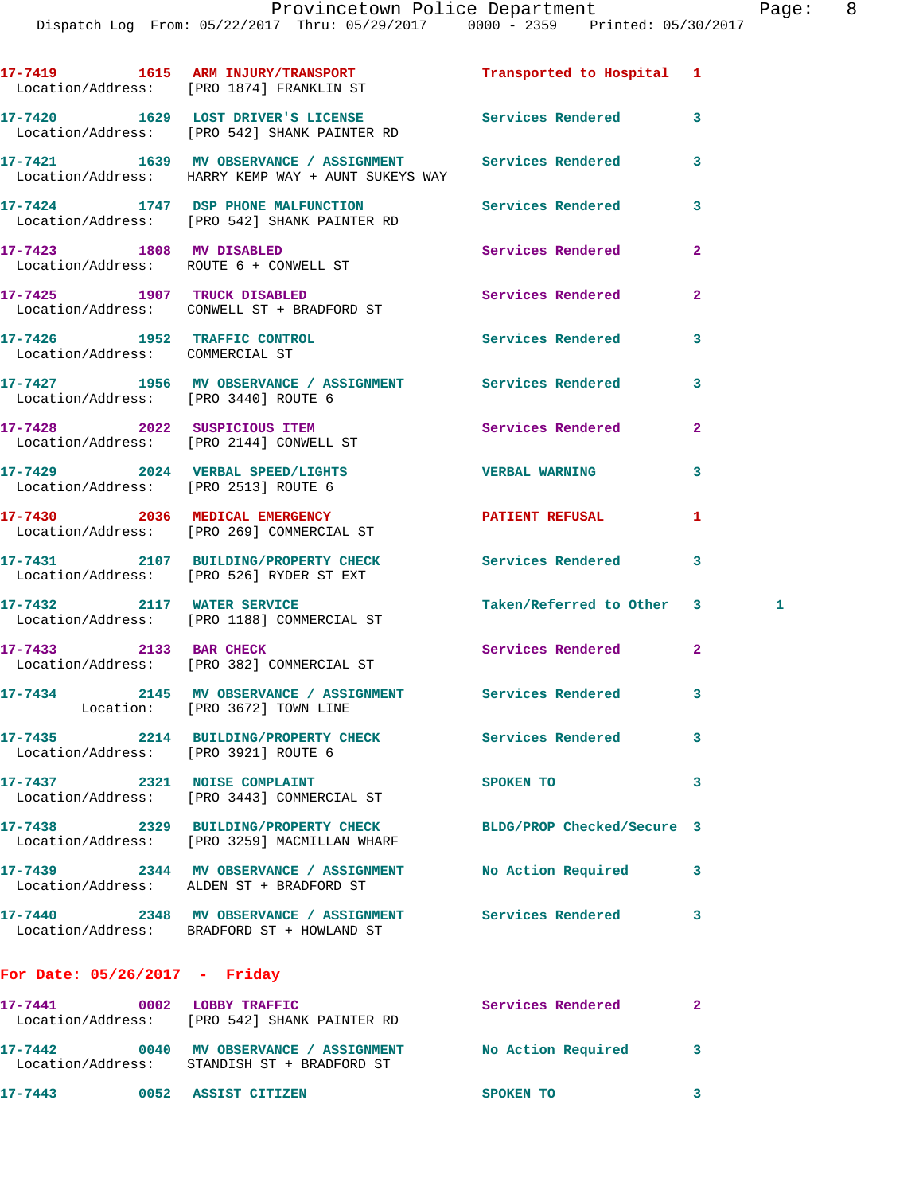17-7419 1615 ARM INJURY/TRANSPORT Transported to Hospital 1
Location/Address: [PRO 1874] FRANKLIN ST

17-7420 1629 LOST DRIVER'S LICENSE Services Rendered 3
Location/Address: [PRO 542] SHANK PAINTER RD

17-7421 1639 MV OBSERVANCE / ASSIGNMENT Services Rendered 3
Location/Address: HARRY KEMP WAY + AUNT SUKEYS WAY

17-7424 1747 DSP PHONE MALFUNCTION Services Rendered 3
Location/Address: [PRO 542] SHANK PAINTER RD

17-7423 1808 MV DISABLED Services Rendered 2
Location/Address: ROUTE 6 + CONWELL ST

17-7425 1907 TRUCK DISABLED Services Rendered 2
Location/Address: CONWELL ST + BRADFORD ST

17-7426 1952 TRAFFIC CONTROL Services Rendered 3
Location/Address: COMMERCIAL ST

17-7427 1956 MV OBSERVANCE / ASSIGNMENT Services Rendered 3
Location/Address: [PRO 3440] ROUTE 6

17-7428 2022 SUSPICIOUS ITEM Services Rendered 2
Location/Address: [PRO 2144] CONWELL ST

17-7429 2024 VERBAL SPEED/LIGHTS VERBAL WARNING 3
Location/Address: [PRO 2513] ROUTE 6

17-7430 2036 MEDICAL EMERGENCY PATIENT REFUSAL 1
Location/Address: [PRO 269] COMMERCIAL ST

17-7431 2107 BUILDING/PROPERTY CHECK Services Rendered 3
Location/Address: [PRO 526] RYDER ST EXT

17-7432 2117 WATER SERVICE Taken/Referred to Other 3 1
Location/Address: [PRO 1188] COMMERCIAL ST

17-7433 2133 BAR CHECK Services Rendered 2
Location/Address: [PRO 382] COMMERCIAL ST

17-7434 2145 MV OBSERVANCE / ASSIGNMENT Services Rendered 3
Location: [PRO 3672] TOWN LINE

17-7435 2214 BUILDING/PROPERTY CHECK Services Rendered 3
Location/Address: [PRO 3921] ROUTE 6

17-7437 2321 NOISE COMPLAINT SPOKEN TO 3
Location/Address: [PRO 3443] COMMERCIAL ST

17-7438 2329 BUILDING/PROPERTY CHECK BLDG/PROP Checked/Secure 3
Location/Address: [PRO 3259] MACMILLAN WHARF

17-7439 2344 MV OBSERVANCE / ASSIGNMENT No Action Required 3
Location/Address: ALDEN ST + BRADFORD ST

17-7440 2348 MV OBSERVANCE / ASSIGNMENT Services Rendered 3
Location/Address: BRADFORD ST + HOWLAND ST

## For Date: 05/26/2017 - Friday

17-7441 0002 LOBBY TRAFFIC Services Rendered 2
Location/Address: [PRO 542] SHANK PAINTER RD

17-7442 0040 MV OBSERVANCE / ASSIGNMENT No Action Required 3
Location/Address: STANDISH ST + BRADFORD ST

17-7443 0052 ASSIST CITIZEN SPOKEN TO 3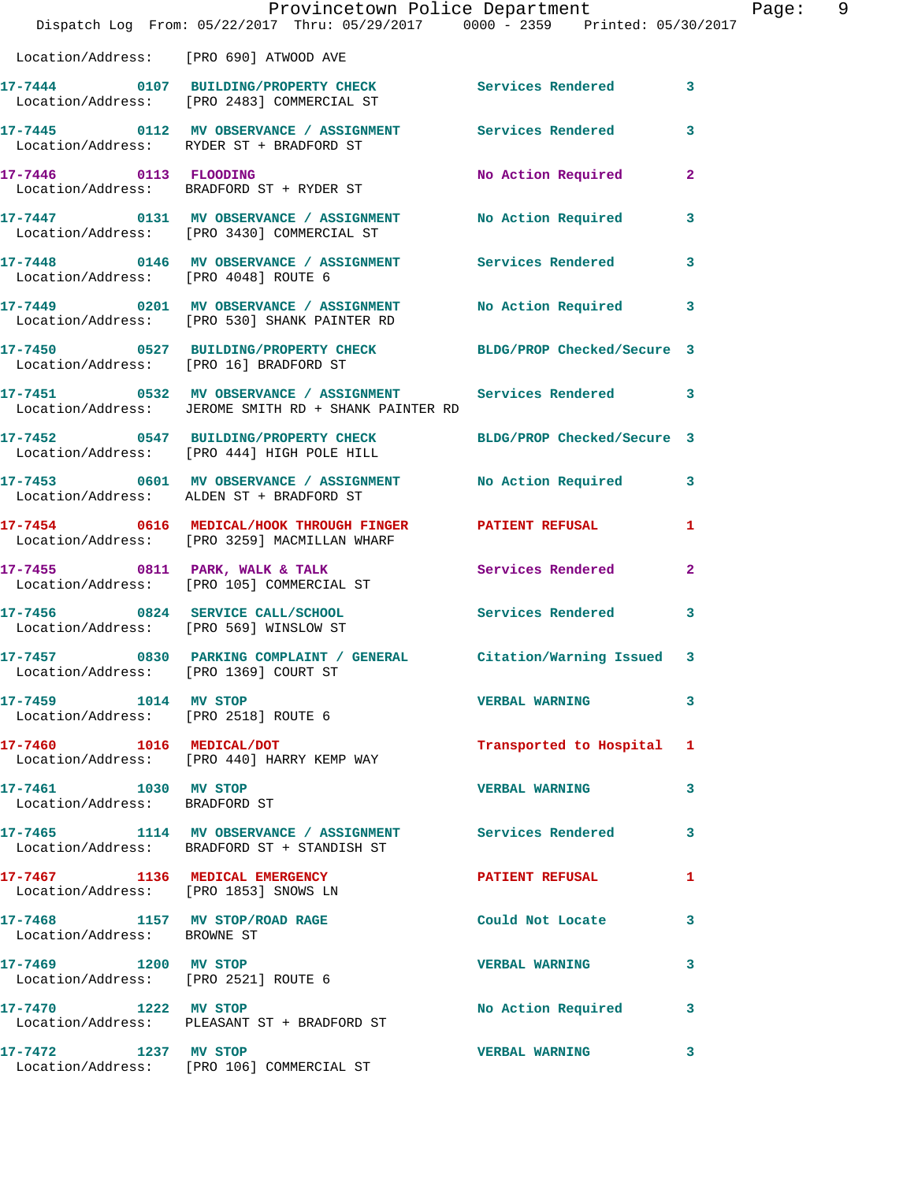Location/Address: [PRO 690] ATWOOD AVE

| Call # | Time | Call Reason | Action | Priority |
|---|---|---|---|---|
| 17-7444 | 0107 | BUILDING/PROPERTY CHECK | Services Rendered | 3 |
| | | Location/Address: [PRO 2483] COMMERCIAL ST | | |
| 17-7445 | 0112 | MV OBSERVANCE / ASSIGNMENT | Services Rendered | 3 |
| | | Location/Address: RYDER ST + BRADFORD ST | | |
| 17-7446 | 0113 | FLOODING | No Action Required | 2 |
| | | Location/Address: BRADFORD ST + RYDER ST | | |
| 17-7447 | 0131 | MV OBSERVANCE / ASSIGNMENT | No Action Required | 3 |
| | | Location/Address: [PRO 3430] COMMERCIAL ST | | |
| 17-7448 | 0146 | MV OBSERVANCE / ASSIGNMENT | Services Rendered | 3 |
| | | Location/Address: [PRO 4048] ROUTE 6 | | |
| 17-7449 | 0201 | MV OBSERVANCE / ASSIGNMENT | No Action Required | 3 |
| | | Location/Address: [PRO 530] SHANK PAINTER RD | | |
| 17-7450 | 0527 | BUILDING/PROPERTY CHECK | BLDG/PROP Checked/Secure | 3 |
| | | Location/Address: [PRO 16] BRADFORD ST | | |
| 17-7451 | 0532 | MV OBSERVANCE / ASSIGNMENT | Services Rendered | 3 |
| | | Location/Address: JEROME SMITH RD + SHANK PAINTER RD | | |
| 17-7452 | 0547 | BUILDING/PROPERTY CHECK | BLDG/PROP Checked/Secure | 3 |
| | | Location/Address: [PRO 444] HIGH POLE HILL | | |
| 17-7453 | 0601 | MV OBSERVANCE / ASSIGNMENT | No Action Required | 3 |
| | | Location/Address: ALDEN ST + BRADFORD ST | | |
| 17-7454 | 0616 | MEDICAL/HOOK THROUGH FINGER | PATIENT REFUSAL | 1 |
| | | Location/Address: [PRO 3259] MACMILLAN WHARF | | |
| 17-7455 | 0811 | PARK, WALK & TALK | Services Rendered | 2 |
| | | Location/Address: [PRO 105] COMMERCIAL ST | | |
| 17-7456 | 0824 | SERVICE CALL/SCHOOL | Services Rendered | 3 |
| | | Location/Address: [PRO 569] WINSLOW ST | | |
| 17-7457 | 0830 | PARKING COMPLAINT / GENERAL | Citation/Warning Issued | 3 |
| | | Location/Address: [PRO 1369] COURT ST | | |
| 17-7459 | 1014 | MV STOP | VERBAL WARNING | 3 |
| | | Location/Address: [PRO 2518] ROUTE 6 | | |
| 17-7460 | 1016 | MEDICAL/DOT | Transported to Hospital | 1 |
| | | Location/Address: [PRO 440] HARRY KEMP WAY | | |
| 17-7461 | 1030 | MV STOP | VERBAL WARNING | 3 |
| | | Location/Address: BRADFORD ST | | |
| 17-7465 | 1114 | MV OBSERVANCE / ASSIGNMENT | Services Rendered | 3 |
| | | Location/Address: BRADFORD ST + STANDISH ST | | |
| 17-7467 | 1136 | MEDICAL EMERGENCY | PATIENT REFUSAL | 1 |
| | | Location/Address: [PRO 1853] SNOWS LN | | |
| 17-7468 | 1157 | MV STOP/ROAD RAGE | Could Not Locate | 3 |
| | | Location/Address: BROWNE ST | | |
| 17-7469 | 1200 | MV STOP | VERBAL WARNING | 3 |
| | | Location/Address: [PRO 2521] ROUTE 6 | | |
| 17-7470 | 1222 | MV STOP | No Action Required | 3 |
| | | Location/Address: PLEASANT ST + BRADFORD ST | | |
| 17-7472 | 1237 | MV STOP | VERBAL WARNING | 3 |
| | | Location/Address: [PRO 106] COMMERCIAL ST | | |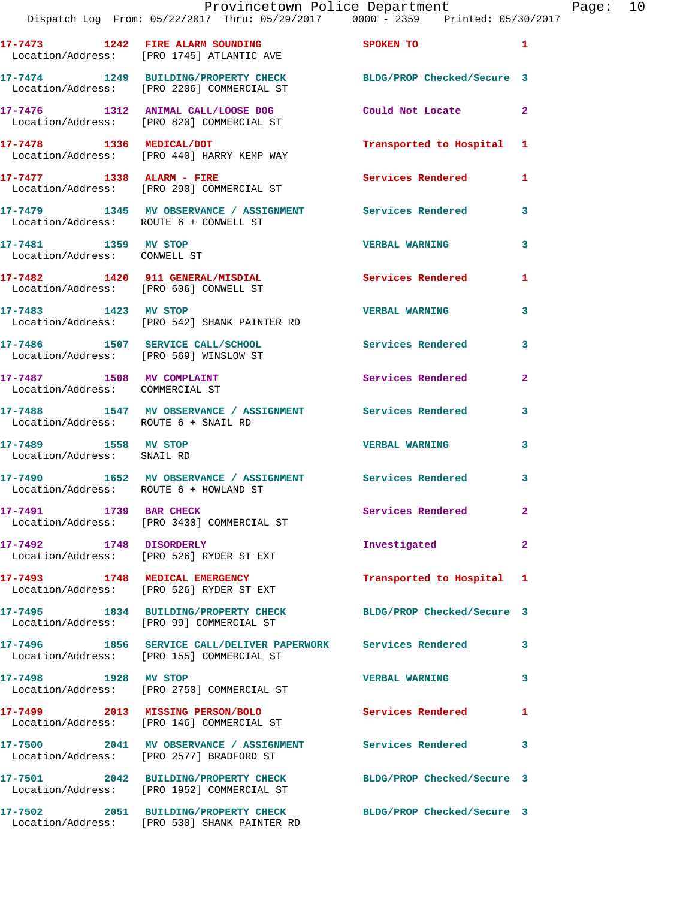17-7473 1242 FIRE ALARM SOUNDING SPOKEN TO 1
Location/Address: [PRO 1745] ATLANTIC AVE

17-7474 1249 BUILDING/PROPERTY CHECK BLDG/PROP Checked/Secure 3
Location/Address: [PRO 2206] COMMERCIAL ST

17-7476 1312 ANIMAL CALL/LOOSE DOG Could Not Locate 2
Location/Address: [PRO 820] COMMERCIAL ST

17-7478 1336 MEDICAL/DOT Transported to Hospital 1
Location/Address: [PRO 440] HARRY KEMP WAY

17-7477 1338 ALARM - FIRE Services Rendered 1
Location/Address: [PRO 290] COMMERCIAL ST

17-7479 1345 MV OBSERVANCE / ASSIGNMENT Services Rendered 3
Location/Address: ROUTE 6 + CONWELL ST

17-7481 1359 MV STOP VERBAL WARNING 3
Location/Address: CONWELL ST

17-7482 1420 911 GENERAL/MISDIAL Services Rendered 1
Location/Address: [PRO 606] CONWELL ST

17-7483 1423 MV STOP VERBAL WARNING 3
Location/Address: [PRO 542] SHANK PAINTER RD

17-7486 1507 SERVICE CALL/SCHOOL Services Rendered 3
Location/Address: [PRO 569] WINSLOW ST

17-7487 1508 MV COMPLAINT Services Rendered 2
Location/Address: COMMERCIAL ST

17-7488 1547 MV OBSERVANCE / ASSIGNMENT Services Rendered 3
Location/Address: ROUTE 6 + SNAIL RD

17-7489 1558 MV STOP VERBAL WARNING 3
Location/Address: SNAIL RD

17-7490 1652 MV OBSERVANCE / ASSIGNMENT Services Rendered 3
Location/Address: ROUTE 6 + HOWLAND ST

17-7491 1739 BAR CHECK Services Rendered 2
Location/Address: [PRO 3430] COMMERCIAL ST

17-7492 1748 DISORDERLY Investigated 2
Location/Address: [PRO 526] RYDER ST EXT

17-7493 1748 MEDICAL EMERGENCY Transported to Hospital 1
Location/Address: [PRO 526] RYDER ST EXT

17-7495 1834 BUILDING/PROPERTY CHECK BLDG/PROP Checked/Secure 3
Location/Address: [PRO 99] COMMERCIAL ST

17-7496 1856 SERVICE CALL/DELIVER PAPERWORK Services Rendered 3
Location/Address: [PRO 155] COMMERCIAL ST

17-7498 1928 MV STOP VERBAL WARNING 3
Location/Address: [PRO 2750] COMMERCIAL ST

17-7499 2013 MISSING PERSON/BOLO Services Rendered 1
Location/Address: [PRO 146] COMMERCIAL ST

17-7500 2041 MV OBSERVANCE / ASSIGNMENT Services Rendered 3
Location/Address: [PRO 2577] BRADFORD ST

17-7501 2042 BUILDING/PROPERTY CHECK BLDG/PROP Checked/Secure 3
Location/Address: [PRO 1952] COMMERCIAL ST

17-7502 2051 BUILDING/PROPERTY CHECK BLDG/PROP Checked/Secure 3
Location/Address: [PRO 530] SHANK PAINTER RD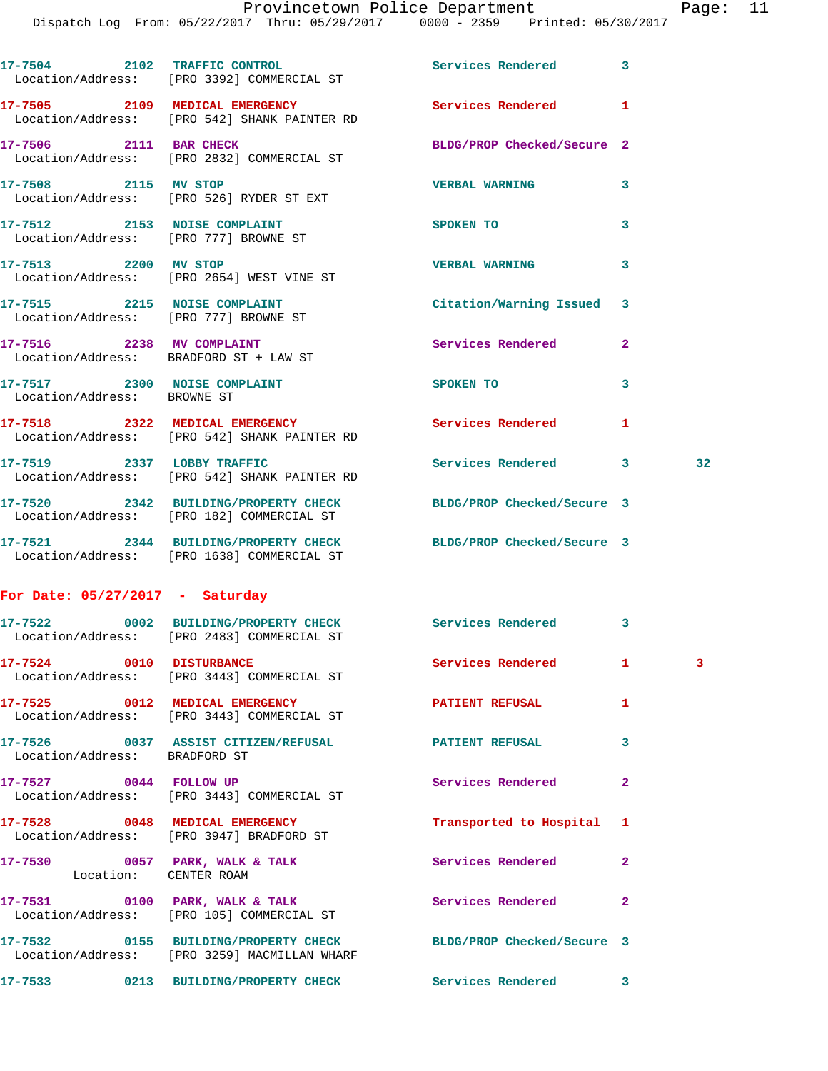17-7504 2102 TRAFFIC CONTROL Services Rendered 3
Location/Address: [PRO 3392] COMMERCIAL ST

17-7505 2109 MEDICAL EMERGENCY Services Rendered 1
Location/Address: [PRO 542] SHANK PAINTER RD

17-7506 2111 BAR CHECK BLDG/PROP Checked/Secure 2
Location/Address: [PRO 2832] COMMERCIAL ST

17-7508 2115 MV STOP VERBAL WARNING 3
Location/Address: [PRO 526] RYDER ST EXT

17-7512 2153 NOISE COMPLAINT SPOKEN TO 3
Location/Address: [PRO 777] BROWNE ST

17-7513 2200 MV STOP VERBAL WARNING 3
Location/Address: [PRO 2654] WEST VINE ST

17-7515 2215 NOISE COMPLAINT Citation/Warning Issued 3
Location/Address: [PRO 777] BROWNE ST

17-7516 2238 MV COMPLAINT Services Rendered 2
Location/Address: BRADFORD ST + LAW ST

17-7517 2300 NOISE COMPLAINT SPOKEN TO 3
Location/Address: BROWNE ST

17-7518 2322 MEDICAL EMERGENCY Services Rendered 1
Location/Address: [PRO 542] SHANK PAINTER RD

17-7519 2337 LOBBY TRAFFIC Services Rendered 3 32
Location/Address: [PRO 542] SHANK PAINTER RD

17-7520 2342 BUILDING/PROPERTY CHECK BLDG/PROP Checked/Secure 3
Location/Address: [PRO 182] COMMERCIAL ST

17-7521 2344 BUILDING/PROPERTY CHECK BLDG/PROP Checked/Secure 3
Location/Address: [PRO 1638] COMMERCIAL ST

**For Date: 05/27/2017 - Saturday**

17-7522 0002 BUILDING/PROPERTY CHECK Services Rendered 3
Location/Address: [PRO 2483] COMMERCIAL ST

17-7524 0010 DISTURBANCE Services Rendered 1 3
Location/Address: [PRO 3443] COMMERCIAL ST

17-7525 0012 MEDICAL EMERGENCY PATIENT REFUSAL 1
Location/Address: [PRO 3443] COMMERCIAL ST

17-7526 0037 ASSIST CITIZEN/REFUSAL PATIENT REFUSAL 3
Location/Address: BRADFORD ST

17-7527 0044 FOLLOW UP Services Rendered 2
Location/Address: [PRO 3443] COMMERCIAL ST

17-7528 0048 MEDICAL EMERGENCY Transported to Hospital 1
Location/Address: [PRO 3947] BRADFORD ST

17-7530 0057 PARK, WALK & TALK Services Rendered 2
Location: CENTER ROAM

17-7531 0100 PARK, WALK & TALK Services Rendered 2
Location/Address: [PRO 105] COMMERCIAL ST

17-7532 0155 BUILDING/PROPERTY CHECK BLDG/PROP Checked/Secure 3
Location/Address: [PRO 3259] MACMILLAN WHARF

17-7533 0213 BUILDING/PROPERTY CHECK Services Rendered 3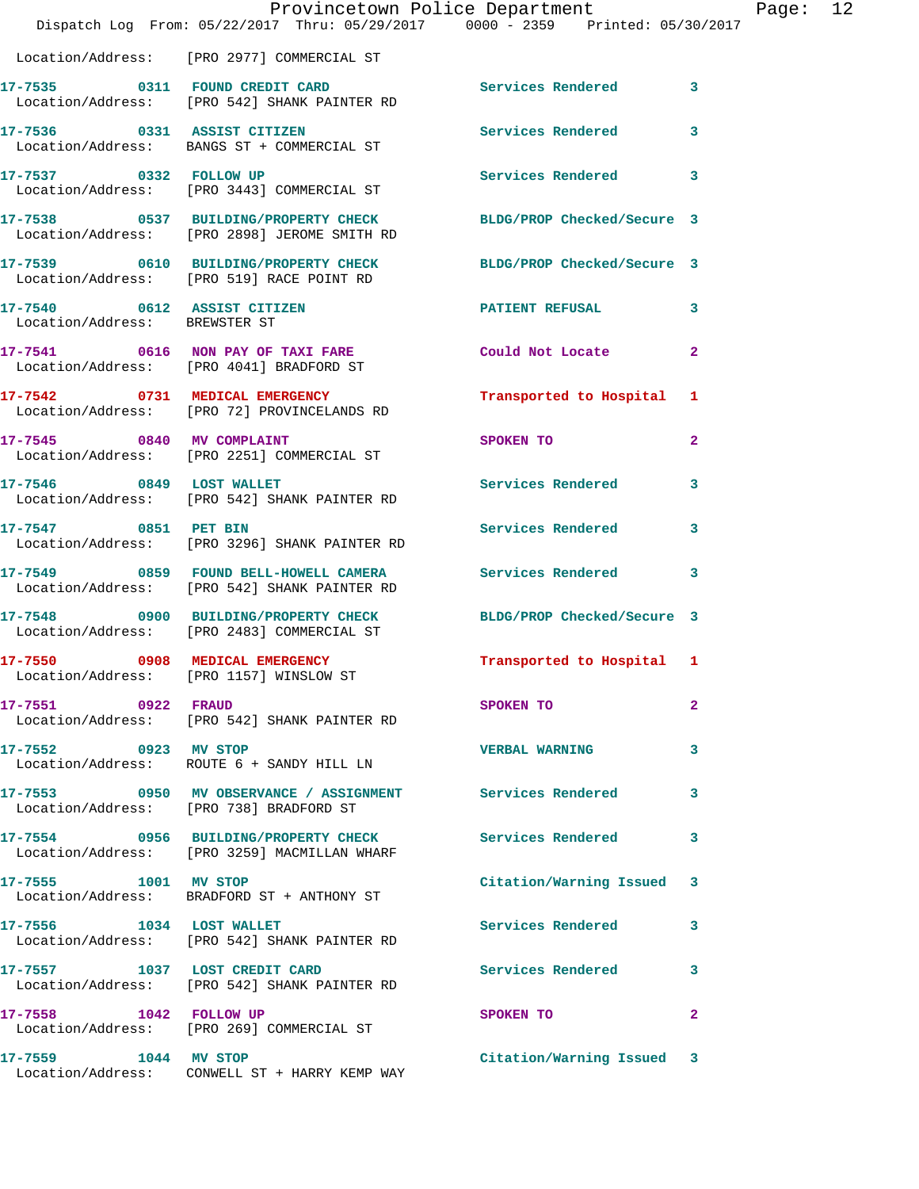Location/Address: [PRO 2977] COMMERCIAL ST

| Call # | Time | Call Type | Disposition | Priority |
|---|---|---|---|---|
| 17-7535 | 0311 | FOUND CREDIT CARD | Services Rendered | 3 |
| Location/Address: | | [PRO 542] SHANK PAINTER RD | | |
| 17-7536 | 0331 | ASSIST CITIZEN | Services Rendered | 3 |
| Location/Address: | | BANGS ST + COMMERCIAL ST | | |
| 17-7537 | 0332 | FOLLOW UP | Services Rendered | 3 |
| Location/Address: | | [PRO 3443] COMMERCIAL ST | | |
| 17-7538 | 0537 | BUILDING/PROPERTY CHECK | BLDG/PROP Checked/Secure | 3 |
| Location/Address: | | [PRO 2898] JEROME SMITH RD | | |
| 17-7539 | 0610 | BUILDING/PROPERTY CHECK | BLDG/PROP Checked/Secure | 3 |
| Location/Address: | | [PRO 519] RACE POINT RD | | |
| 17-7540 | 0612 | ASSIST CITIZEN | PATIENT REFUSAL | 3 |
| Location/Address: | | BREWSTER ST | | |
| 17-7541 | 0616 | NON PAY OF TAXI FARE | Could Not Locate | 2 |
| Location/Address: | | [PRO 4041] BRADFORD ST | | |
| 17-7542 | 0731 | MEDICAL EMERGENCY | Transported to Hospital | 1 |
| Location/Address: | | [PRO 72] PROVINCELANDS RD | | |
| 17-7545 | 0840 | MV COMPLAINT | SPOKEN TO | 2 |
| Location/Address: | | [PRO 2251] COMMERCIAL ST | | |
| 17-7546 | 0849 | LOST WALLET | Services Rendered | 3 |
| Location/Address: | | [PRO 542] SHANK PAINTER RD | | |
| 17-7547 | 0851 | PET BIN | Services Rendered | 3 |
| Location/Address: | | [PRO 3296] SHANK PAINTER RD | | |
| 17-7549 | 0859 | FOUND BELL-HOWELL CAMERA | Services Rendered | 3 |
| Location/Address: | | [PRO 542] SHANK PAINTER RD | | |
| 17-7548 | 0900 | BUILDING/PROPERTY CHECK | BLDG/PROP Checked/Secure | 3 |
| Location/Address: | | [PRO 2483] COMMERCIAL ST | | |
| 17-7550 | 0908 | MEDICAL EMERGENCY | Transported to Hospital | 1 |
| Location/Address: | | [PRO 1157] WINSLOW ST | | |
| 17-7551 | 0922 | FRAUD | SPOKEN TO | 2 |
| Location/Address: | | [PRO 542] SHANK PAINTER RD | | |
| 17-7552 | 0923 | MV STOP | VERBAL WARNING | 3 |
| Location/Address: | | ROUTE 6 + SANDY HILL LN | | |
| 17-7553 | 0950 | MV OBSERVANCE / ASSIGNMENT | Services Rendered | 3 |
| Location/Address: | | [PRO 738] BRADFORD ST | | |
| 17-7554 | 0956 | BUILDING/PROPERTY CHECK | Services Rendered | 3 |
| Location/Address: | | [PRO 3259] MACMILLAN WHARF | | |
| 17-7555 | 1001 | MV STOP | Citation/Warning Issued | 3 |
| Location/Address: | | BRADFORD ST + ANTHONY ST | | |
| 17-7556 | 1034 | LOST WALLET | Services Rendered | 3 |
| Location/Address: | | [PRO 542] SHANK PAINTER RD | | |
| 17-7557 | 1037 | LOST CREDIT CARD | Services Rendered | 3 |
| Location/Address: | | [PRO 542] SHANK PAINTER RD | | |
| 17-7558 | 1042 | FOLLOW UP | SPOKEN TO | 2 |
| Location/Address: | | [PRO 269] COMMERCIAL ST | | |
| 17-7559 | 1044 | MV STOP | Citation/Warning Issued | 3 |
| Location/Address: | | CONWELL ST + HARRY KEMP WAY | | |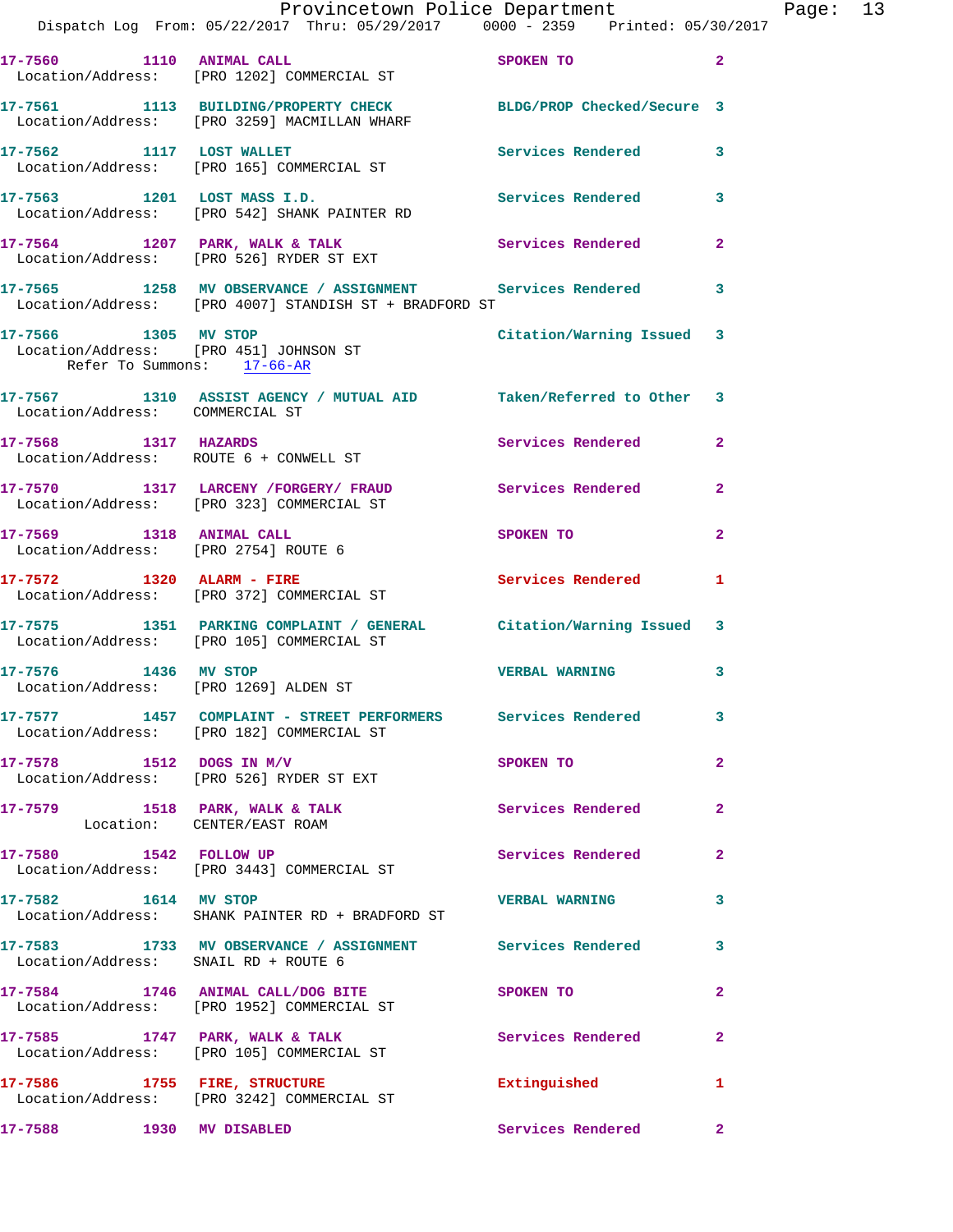17-7560 1110 ANIMAL CALL SPOKEN TO 2
Location/Address: [PRO 1202] COMMERCIAL ST

17-7561 1113 BUILDING/PROPERTY CHECK BLDG/PROP Checked/Secure 3
Location/Address: [PRO 3259] MACMILLAN WHARF

17-7562 1117 LOST WALLET Services Rendered 3
Location/Address: [PRO 165] COMMERCIAL ST

17-7563 1201 LOST MASS I.D. Services Rendered 3
Location/Address: [PRO 542] SHANK PAINTER RD

17-7564 1207 PARK, WALK & TALK Services Rendered 2
Location/Address: [PRO 526] RYDER ST EXT

17-7565 1258 MV OBSERVANCE / ASSIGNMENT Services Rendered 3
Location/Address: [PRO 4007] STANDISH ST + BRADFORD ST

17-7566 1305 MV STOP Citation/Warning Issued 3
Location/Address: [PRO 451] JOHNSON ST
Refer To Summons: 17-66-AR

17-7567 1310 ASSIST AGENCY / MUTUAL AID Taken/Referred to Other 3
Location/Address: COMMERCIAL ST

17-7568 1317 HAZARDS Services Rendered 2
Location/Address: ROUTE 6 + CONWELL ST

17-7570 1317 LARCENY /FORGERY/ FRAUD Services Rendered 2
Location/Address: [PRO 323] COMMERCIAL ST

17-7569 1318 ANIMAL CALL SPOKEN TO 2
Location/Address: [PRO 2754] ROUTE 6

17-7572 1320 ALARM - FIRE Services Rendered 1
Location/Address: [PRO 372] COMMERCIAL ST

17-7575 1351 PARKING COMPLAINT / GENERAL Citation/Warning Issued 3
Location/Address: [PRO 105] COMMERCIAL ST

17-7576 1436 MV STOP VERBAL WARNING 3
Location/Address: [PRO 1269] ALDEN ST

17-7577 1457 COMPLAINT - STREET PERFORMERS Services Rendered 3
Location/Address: [PRO 182] COMMERCIAL ST

17-7578 1512 DOGS IN M/V SPOKEN TO 2
Location/Address: [PRO 526] RYDER ST EXT

17-7579 1518 PARK, WALK & TALK Services Rendered 2
Location: CENTER/EAST ROAM

17-7580 1542 FOLLOW UP Services Rendered 2
Location/Address: [PRO 3443] COMMERCIAL ST

17-7582 1614 MV STOP VERBAL WARNING 3
Location/Address: SHANK PAINTER RD + BRADFORD ST

17-7583 1733 MV OBSERVANCE / ASSIGNMENT Services Rendered 3
Location/Address: SNAIL RD + ROUTE 6

17-7584 1746 ANIMAL CALL/DOG BITE SPOKEN TO 2
Location/Address: [PRO 1952] COMMERCIAL ST

17-7585 1747 PARK, WALK & TALK Services Rendered 2
Location/Address: [PRO 105] COMMERCIAL ST

17-7586 1755 FIRE, STRUCTURE Extinguished 1
Location/Address: [PRO 3242] COMMERCIAL ST

17-7588 1930 MV DISABLED Services Rendered 2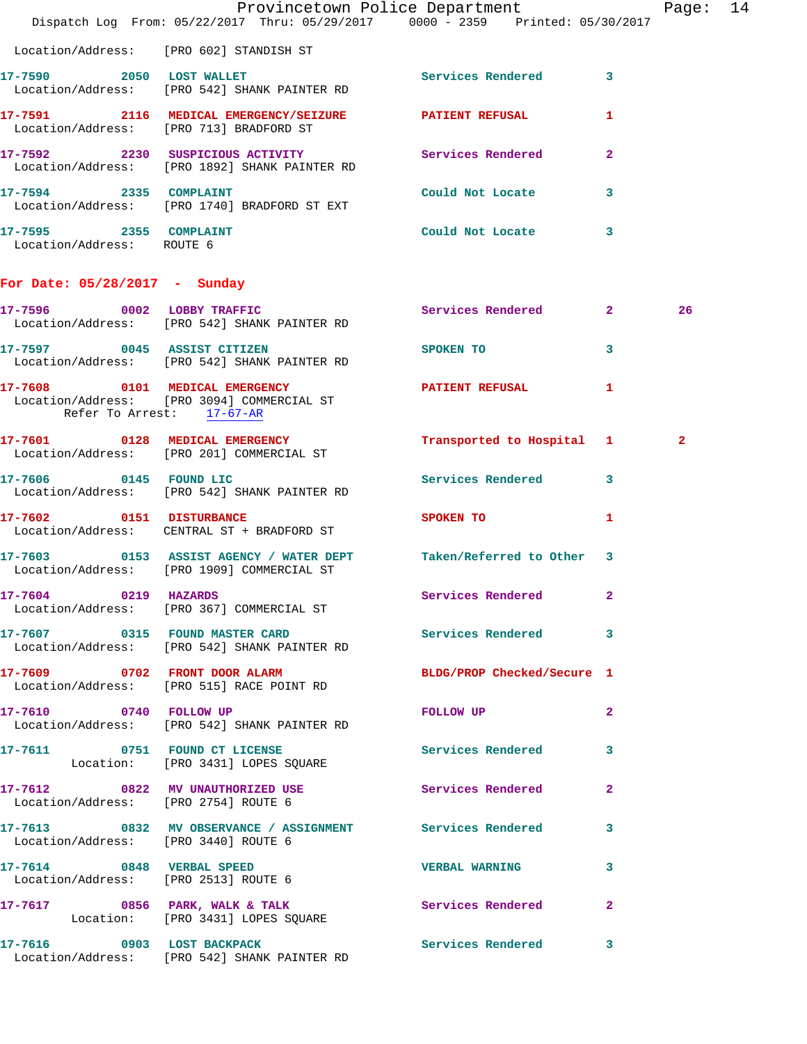Location/Address: [PRO 602] STANDISH ST

| | | | | | |
|---|---|---|---|---|---|
| 17-7590 | 2050 | LOST WALLET | Services Rendered | 3 | |
| | | Location/Address: [PRO 542] SHANK PAINTER RD | | | |
| 17-7591 | 2116 | MEDICAL EMERGENCY/SEIZURE | PATIENT REFUSAL | 1 | |
| | | Location/Address: [PRO 713] BRADFORD ST | | | |
| 17-7592 | 2230 | SUSPICIOUS ACTIVITY | Services Rendered | 2 | |
| | | Location/Address: [PRO 1892] SHANK PAINTER RD | | | |
| 17-7594 | 2335 | COMPLAINT | Could Not Locate | 3 | |
| | | Location/Address: [PRO 1740] BRADFORD ST EXT | | | |
| 17-7595 | 2355 | COMPLAINT | Could Not Locate | 3 | |
| | | Location/Address: ROUTE 6 | | | |

## For Date: 05/28/2017 - Sunday

| | | | | | |
|---|---|---|---|---|---|
| 17-7596 | 0002 | LOBBY TRAFFIC | Services Rendered | 2 | 26 |
| | | Location/Address: [PRO 542] SHANK PAINTER RD | | | |
| 17-7597 | 0045 | ASSIST CITIZEN | SPOKEN TO | 3 | |
| | | Location/Address: [PRO 542] SHANK PAINTER RD | | | |
| 17-7608 | 0101 | MEDICAL EMERGENCY | PATIENT REFUSAL | 1 | |
| | | Location/Address: [PRO 3094] COMMERCIAL ST | | | |
| | | Refer To Arrest: 17-67-AR | | | |
| 17-7601 | 0128 | MEDICAL EMERGENCY | Transported to Hospital | 1 | 2 |
| | | Location/Address: [PRO 201] COMMERCIAL ST | | | |
| 17-7606 | 0145 | FOUND LIC | Services Rendered | 3 | |
| | | Location/Address: [PRO 542] SHANK PAINTER RD | | | |
| 17-7602 | 0151 | DISTURBANCE | SPOKEN TO | 1 | |
| | | Location/Address: CENTRAL ST + BRADFORD ST | | | |
| 17-7603 | 0153 | ASSIST AGENCY / WATER DEPT | Taken/Referred to Other | 3 | |
| | | Location/Address: [PRO 1909] COMMERCIAL ST | | | |
| 17-7604 | 0219 | HAZARDS | Services Rendered | 2 | |
| | | Location/Address: [PRO 367] COMMERCIAL ST | | | |
| 17-7607 | 0315 | FOUND MASTER CARD | Services Rendered | 3 | |
| | | Location/Address: [PRO 542] SHANK PAINTER RD | | | |
| 17-7609 | 0702 | FRONT DOOR ALARM | BLDG/PROP Checked/Secure | 1 | |
| | | Location/Address: [PRO 515] RACE POINT RD | | | |
| 17-7610 | 0740 | FOLLOW UP | FOLLOW UP | 2 | |
| | | Location/Address: [PRO 542] SHANK PAINTER RD | | | |
| 17-7611 | 0751 | FOUND CT LICENSE | Services Rendered | 3 | |
| | | Location: [PRO 3431] LOPES SQUARE | | | |
| 17-7612 | 0822 | MV UNAUTHORIZED USE | Services Rendered | 2 | |
| | | Location/Address: [PRO 2754] ROUTE 6 | | | |
| 17-7613 | 0832 | MV OBSERVANCE / ASSIGNMENT | Services Rendered | 3 | |
| | | Location/Address: [PRO 3440] ROUTE 6 | | | |
| 17-7614 | 0848 | VERBAL SPEED | VERBAL WARNING | 3 | |
| | | Location/Address: [PRO 2513] ROUTE 6 | | | |
| 17-7617 | 0856 | PARK, WALK & TALK | Services Rendered | 2 | |
| | | Location: [PRO 3431] LOPES SQUARE | | | |
| 17-7616 | 0903 | LOST BACKPACK | Services Rendered | 3 | |
| | | Location/Address: [PRO 542] SHANK PAINTER RD | | | |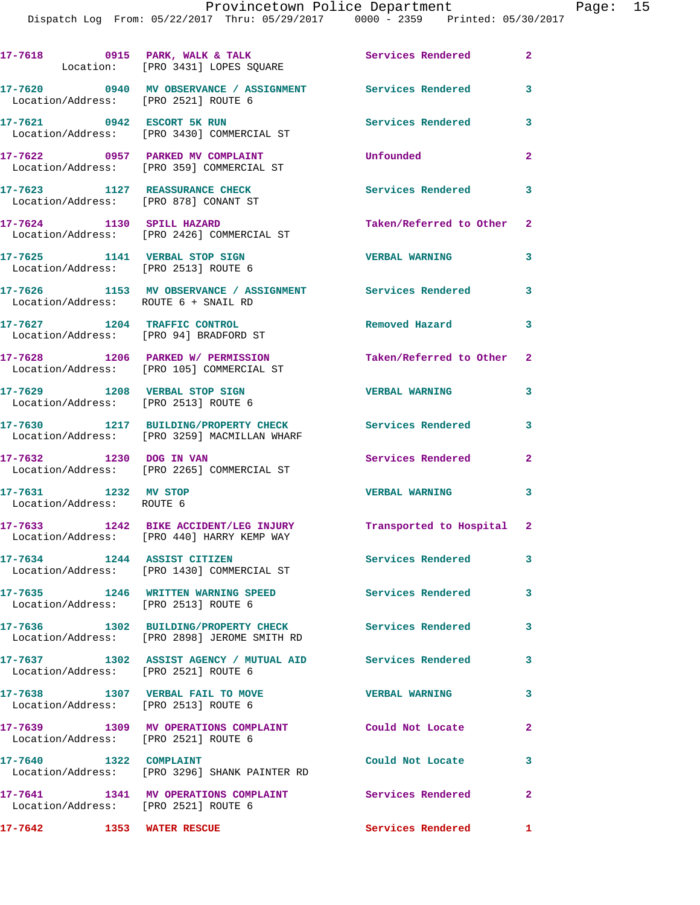17-7618 0915 PARK, WALK & TALK Services Rendered 2
Location: [PRO 3431] LOPES SQUARE

17-7620 0940 MV OBSERVANCE / ASSIGNMENT Services Rendered 3
Location/Address: [PRO 2521] ROUTE 6

17-7621 0942 ESCORT 5K RUN Services Rendered 3
Location/Address: [PRO 3430] COMMERCIAL ST

17-7622 0957 PARKED MV COMPLAINT Unfounded 2
Location/Address: [PRO 359] COMMERCIAL ST

17-7623 1127 REASSURANCE CHECK Services Rendered 3
Location/Address: [PRO 878] CONANT ST

17-7624 1130 SPILL HAZARD Taken/Referred to Other 2
Location/Address: [PRO 2426] COMMERCIAL ST

17-7625 1141 VERBAL STOP SIGN VERBAL WARNING 3
Location/Address: [PRO 2513] ROUTE 6

17-7626 1153 MV OBSERVANCE / ASSIGNMENT Services Rendered 3
Location/Address: ROUTE 6 + SNAIL RD

17-7627 1204 TRAFFIC CONTROL Removed Hazard 3
Location/Address: [PRO 94] BRADFORD ST

17-7628 1206 PARKED W/ PERMISSION Taken/Referred to Other 2
Location/Address: [PRO 105] COMMERCIAL ST

17-7629 1208 VERBAL STOP SIGN VERBAL WARNING 3
Location/Address: [PRO 2513] ROUTE 6

17-7630 1217 BUILDING/PROPERTY CHECK Services Rendered 3
Location/Address: [PRO 3259] MACMILLAN WHARF

17-7632 1230 DOG IN VAN Services Rendered 2
Location/Address: [PRO 2265] COMMERCIAL ST

17-7631 1232 MV STOP VERBAL WARNING 3
Location/Address: ROUTE 6

17-7633 1242 BIKE ACCIDENT/LEG INJURY Transported to Hospital 2
Location/Address: [PRO 440] HARRY KEMP WAY

17-7634 1244 ASSIST CITIZEN Services Rendered 3
Location/Address: [PRO 1430] COMMERCIAL ST

17-7635 1246 WRITTEN WARNING SPEED Services Rendered 3
Location/Address: [PRO 2513] ROUTE 6

17-7636 1302 BUILDING/PROPERTY CHECK Services Rendered 3
Location/Address: [PRO 2898] JEROME SMITH RD

17-7637 1302 ASSIST AGENCY / MUTUAL AID Services Rendered 3
Location/Address: [PRO 2521] ROUTE 6

17-7638 1307 VERBAL FAIL TO MOVE VERBAL WARNING 3
Location/Address: [PRO 2513] ROUTE 6

17-7639 1309 MV OPERATIONS COMPLAINT Could Not Locate 2
Location/Address: [PRO 2521] ROUTE 6

17-7640 1322 COMPLAINT Could Not Locate 3
Location/Address: [PRO 3296] SHANK PAINTER RD

17-7641 1341 MV OPERATIONS COMPLAINT Services Rendered 2
Location/Address: [PRO 2521] ROUTE 6

17-7642 1353 WATER RESCUE Services Rendered 1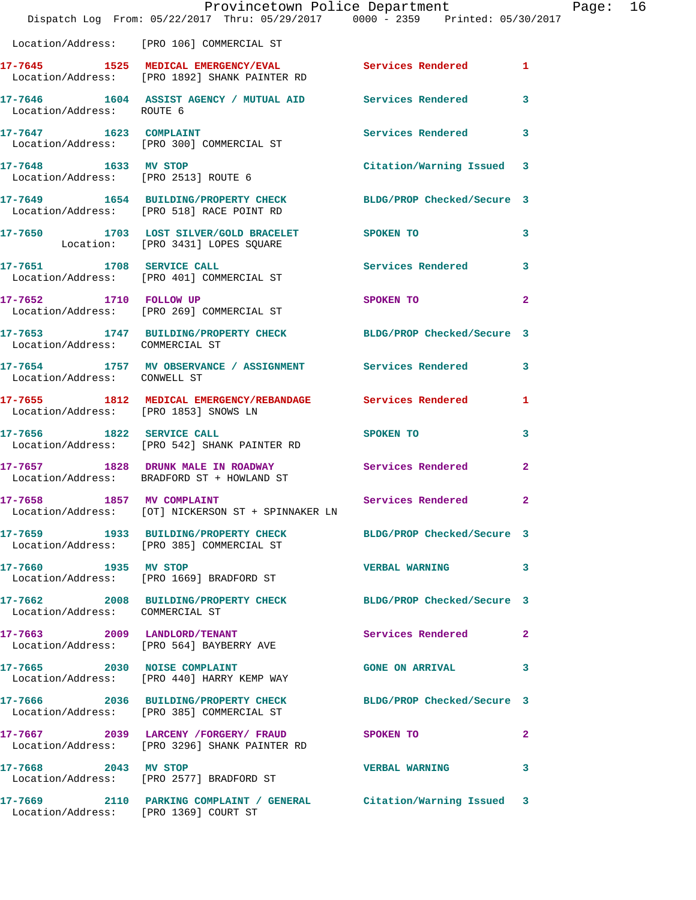Location/Address: [PRO 106] COMMERCIAL ST

**17-7645** 1525 **MEDICAL EMERGENCY/EVAL** Services Rendered 1
Location/Address: [PRO 1892] SHANK PAINTER RD

**17-7646** 1604 **ASSIST AGENCY / MUTUAL AID** Services Rendered 3
Location/Address: ROUTE 6

**17-7647** 1623 **COMPLAINT** Services Rendered 3
Location/Address: [PRO 300] COMMERCIAL ST

**17-7648** 1633 **MV STOP** Citation/Warning Issued 3
Location/Address: [PRO 2513] ROUTE 6

**17-7649** 1654 **BUILDING/PROPERTY CHECK** BLDG/PROP Checked/Secure 3
Location/Address: [PRO 518] RACE POINT RD

**17-7650** 1703 **LOST SILVER/GOLD BRACELET** SPOKEN TO 3
Location: [PRO 3431] LOPES SQUARE

**17-7651** 1708 **SERVICE CALL** Services Rendered 3
Location/Address: [PRO 401] COMMERCIAL ST

**17-7652** 1710 **FOLLOW UP** SPOKEN TO 2
Location/Address: [PRO 269] COMMERCIAL ST

**17-7653** 1747 **BUILDING/PROPERTY CHECK** BLDG/PROP Checked/Secure 3
Location/Address: COMMERCIAL ST

**17-7654** 1757 **MV OBSERVANCE / ASSIGNMENT** Services Rendered 3
Location/Address: CONWELL ST

**17-7655** 1812 **MEDICAL EMERGENCY/REBANDAGE** Services Rendered 1
Location/Address: [PRO 1853] SNOWS LN

**17-7656** 1822 **SERVICE CALL** SPOKEN TO 3
Location/Address: [PRO 542] SHANK PAINTER RD

**17-7657** 1828 **DRUNK MALE IN ROADWAY** Services Rendered 2
Location/Address: BRADFORD ST + HOWLAND ST

**17-7658** 1857 **MV COMPLAINT** Services Rendered 2
Location/Address: [OT] NICKERSON ST + SPINNAKER LN

**17-7659** 1933 **BUILDING/PROPERTY CHECK** BLDG/PROP Checked/Secure 3
Location/Address: [PRO 385] COMMERCIAL ST

**17-7660** 1935 **MV STOP** VERBAL WARNING 3
Location/Address: [PRO 1669] BRADFORD ST

**17-7662** 2008 **BUILDING/PROPERTY CHECK** BLDG/PROP Checked/Secure 3
Location/Address: COMMERCIAL ST

**17-7663** 2009 **LANDLORD/TENANT** Services Rendered 2
Location/Address: [PRO 564] BAYBERRY AVE

**17-7665** 2030 **NOISE COMPLAINT** GONE ON ARRIVAL 3
Location/Address: [PRO 440] HARRY KEMP WAY

**17-7666** 2036 **BUILDING/PROPERTY CHECK** BLDG/PROP Checked/Secure 3
Location/Address: [PRO 385] COMMERCIAL ST

**17-7667** 2039 **LARCENY /FORGERY/ FRAUD** SPOKEN TO 2
Location/Address: [PRO 3296] SHANK PAINTER RD

**17-7668** 2043 **MV STOP** VERBAL WARNING 3
Location/Address: [PRO 2577] BRADFORD ST

**17-7669** 2110 **PARKING COMPLAINT / GENERAL** Citation/Warning Issued 3
Location/Address: [PRO 1369] COURT ST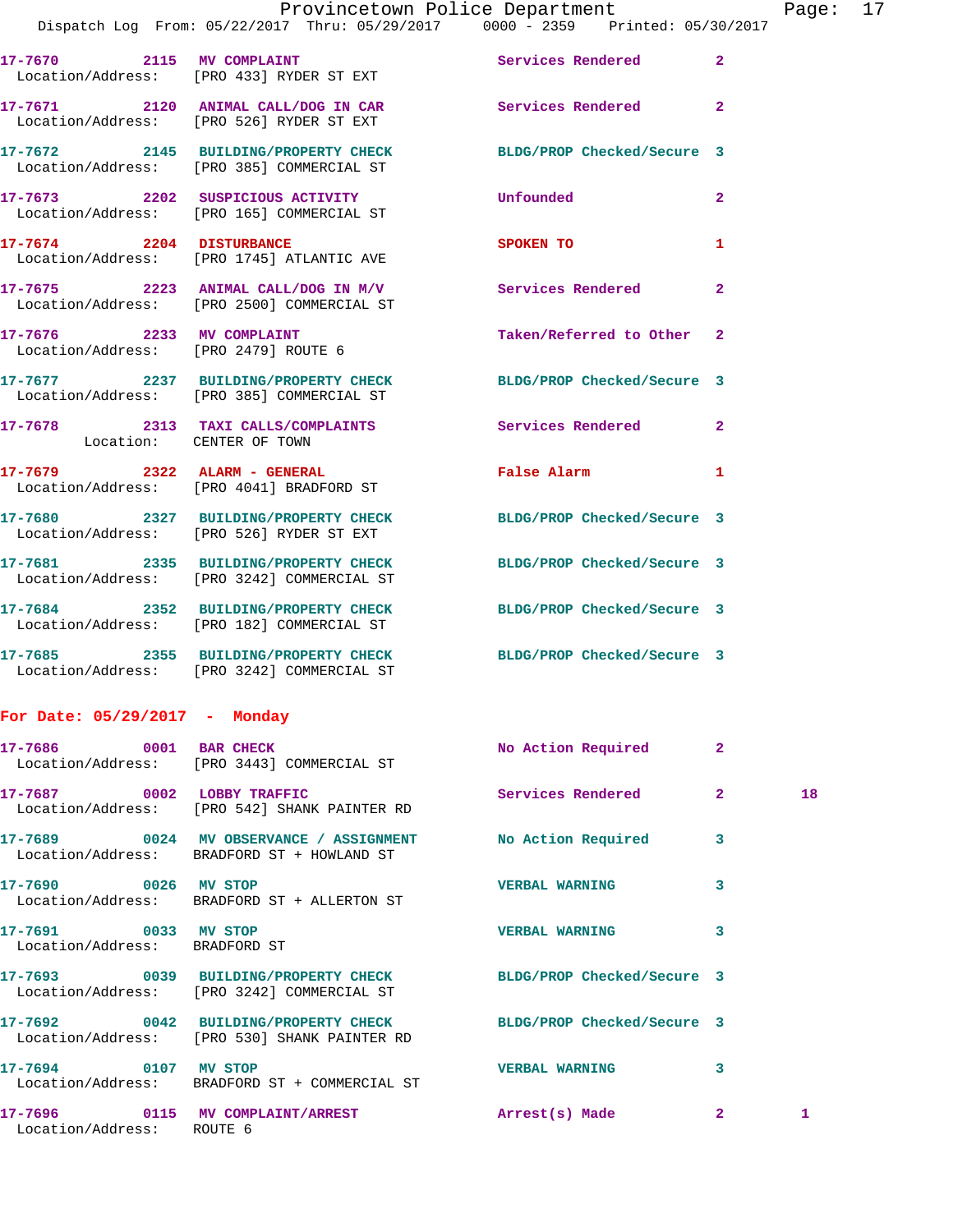17-7670 2115 MV COMPLAINT Services Rendered 2
Location/Address: [PRO 433] RYDER ST EXT

17-7671 2120 ANIMAL CALL/DOG IN CAR Services Rendered 2
Location/Address: [PRO 526] RYDER ST EXT

17-7672 2145 BUILDING/PROPERTY CHECK BLDG/PROP Checked/Secure 3
Location/Address: [PRO 385] COMMERCIAL ST

17-7673 2202 SUSPICIOUS ACTIVITY Unfounded 2
Location/Address: [PRO 165] COMMERCIAL ST

17-7674 2204 DISTURBANCE SPOKEN TO 1
Location/Address: [PRO 1745] ATLANTIC AVE

17-7675 2223 ANIMAL CALL/DOG IN M/V Services Rendered 2
Location/Address: [PRO 2500] COMMERCIAL ST

17-7676 2233 MV COMPLAINT Taken/Referred to Other 2
Location/Address: [PRO 2479] ROUTE 6

17-7677 2237 BUILDING/PROPERTY CHECK BLDG/PROP Checked/Secure 3
Location/Address: [PRO 385] COMMERCIAL ST

17-7678 2313 TAXI CALLS/COMPLAINTS Services Rendered 2
Location: CENTER OF TOWN

17-7679 2322 ALARM - GENERAL False Alarm 1
Location/Address: [PRO 4041] BRADFORD ST

17-7680 2327 BUILDING/PROPERTY CHECK BLDG/PROP Checked/Secure 3
Location/Address: [PRO 526] RYDER ST EXT

17-7681 2335 BUILDING/PROPERTY CHECK BLDG/PROP Checked/Secure 3
Location/Address: [PRO 3242] COMMERCIAL ST

17-7684 2352 BUILDING/PROPERTY CHECK BLDG/PROP Checked/Secure 3
Location/Address: [PRO 182] COMMERCIAL ST

17-7685 2355 BUILDING/PROPERTY CHECK BLDG/PROP Checked/Secure 3
Location/Address: [PRO 3242] COMMERCIAL ST

**For Date: 05/29/2017 - Monday**

17-7686 0001 BAR CHECK No Action Required 2
Location/Address: [PRO 3443] COMMERCIAL ST

17-7687 0002 LOBBY TRAFFIC Services Rendered 2 18
Location/Address: [PRO 542] SHANK PAINTER RD

17-7689 0024 MV OBSERVANCE / ASSIGNMENT No Action Required 3
Location/Address: BRADFORD ST + HOWLAND ST

17-7690 0026 MV STOP VERBAL WARNING 3
Location/Address: BRADFORD ST + ALLERTON ST

17-7691 0033 MV STOP VERBAL WARNING 3
Location/Address: BRADFORD ST

17-7693 0039 BUILDING/PROPERTY CHECK BLDG/PROP Checked/Secure 3
Location/Address: [PRO 3242] COMMERCIAL ST

17-7692 0042 BUILDING/PROPERTY CHECK BLDG/PROP Checked/Secure 3
Location/Address: [PRO 530] SHANK PAINTER RD

17-7694 0107 MV STOP VERBAL WARNING 3
Location/Address: BRADFORD ST + COMMERCIAL ST

17-7696 0115 MV COMPLAINT/ARREST Arrest(s) Made 2 1
Location/Address: ROUTE 6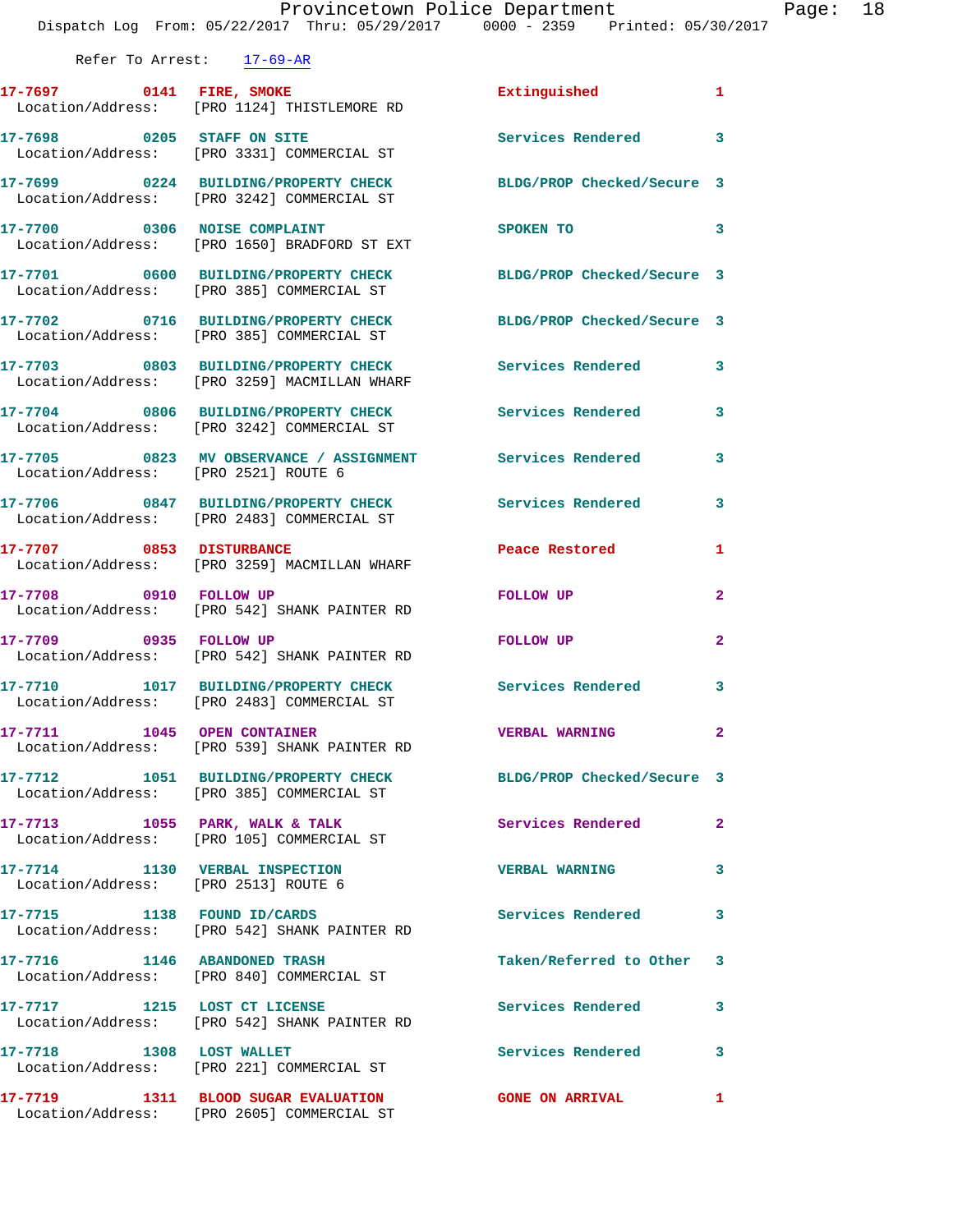Refer To Arrest: 17-69-AR

| Call Number | Time | Call Reason | Action | Priority |
|---|---|---|---|---|
| 17-7697 | 0141 | FIRE, SMOKE | Extinguished | 1 |
| Location/Address: | | [PRO 1124] THISTLEMORE RD | | |
| 17-7698 | 0205 | STAFF ON SITE | Services Rendered | 3 |
| Location/Address: | | [PRO 3331] COMMERCIAL ST | | |
| 17-7699 | 0224 | BUILDING/PROPERTY CHECK | BLDG/PROP Checked/Secure | 3 |
| Location/Address: | | [PRO 3242] COMMERCIAL ST | | |
| 17-7700 | 0306 | NOISE COMPLAINT | SPOKEN TO | 3 |
| Location/Address: | | [PRO 1650] BRADFORD ST EXT | | |
| 17-7701 | 0600 | BUILDING/PROPERTY CHECK | BLDG/PROP Checked/Secure | 3 |
| Location/Address: | | [PRO 385] COMMERCIAL ST | | |
| 17-7702 | 0716 | BUILDING/PROPERTY CHECK | BLDG/PROP Checked/Secure | 3 |
| Location/Address: | | [PRO 385] COMMERCIAL ST | | |
| 17-7703 | 0803 | BUILDING/PROPERTY CHECK | Services Rendered | 3 |
| Location/Address: | | [PRO 3259] MACMILLAN WHARF | | |
| 17-7704 | 0806 | BUILDING/PROPERTY CHECK | Services Rendered | 3 |
| Location/Address: | | [PRO 3242] COMMERCIAL ST | | |
| 17-7705 | 0823 | MV OBSERVANCE / ASSIGNMENT | Services Rendered | 3 |
| Location/Address: | | [PRO 2521] ROUTE 6 | | |
| 17-7706 | 0847 | BUILDING/PROPERTY CHECK | Services Rendered | 3 |
| Location/Address: | | [PRO 2483] COMMERCIAL ST | | |
| 17-7707 | 0853 | DISTURBANCE | Peace Restored | 1 |
| Location/Address: | | [PRO 3259] MACMILLAN WHARF | | |
| 17-7708 | 0910 | FOLLOW UP | FOLLOW UP | 2 |
| Location/Address: | | [PRO 542] SHANK PAINTER RD | | |
| 17-7709 | 0935 | FOLLOW UP | FOLLOW UP | 2 |
| Location/Address: | | [PRO 542] SHANK PAINTER RD | | |
| 17-7710 | 1017 | BUILDING/PROPERTY CHECK | Services Rendered | 3 |
| Location/Address: | | [PRO 2483] COMMERCIAL ST | | |
| 17-7711 | 1045 | OPEN CONTAINER | VERBAL WARNING | 2 |
| Location/Address: | | [PRO 539] SHANK PAINTER RD | | |
| 17-7712 | 1051 | BUILDING/PROPERTY CHECK | BLDG/PROP Checked/Secure | 3 |
| Location/Address: | | [PRO 385] COMMERCIAL ST | | |
| 17-7713 | 1055 | PARK, WALK & TALK | Services Rendered | 2 |
| Location/Address: | | [PRO 105] COMMERCIAL ST | | |
| 17-7714 | 1130 | VERBAL INSPECTION | VERBAL WARNING | 3 |
| Location/Address: | | [PRO 2513] ROUTE 6 | | |
| 17-7715 | 1138 | FOUND ID/CARDS | Services Rendered | 3 |
| Location/Address: | | [PRO 542] SHANK PAINTER RD | | |
| 17-7716 | 1146 | ABANDONED TRASH | Taken/Referred to Other | 3 |
| Location/Address: | | [PRO 840] COMMERCIAL ST | | |
| 17-7717 | 1215 | LOST CT LICENSE | Services Rendered | 3 |
| Location/Address: | | [PRO 542] SHANK PAINTER RD | | |
| 17-7718 | 1308 | LOST WALLET | Services Rendered | 3 |
| Location/Address: | | [PRO 221] COMMERCIAL ST | | |
| 17-7719 | 1311 | BLOOD SUGAR EVALUATION | GONE ON ARRIVAL | 1 |
| Location/Address: | | [PRO 2605] COMMERCIAL ST | | |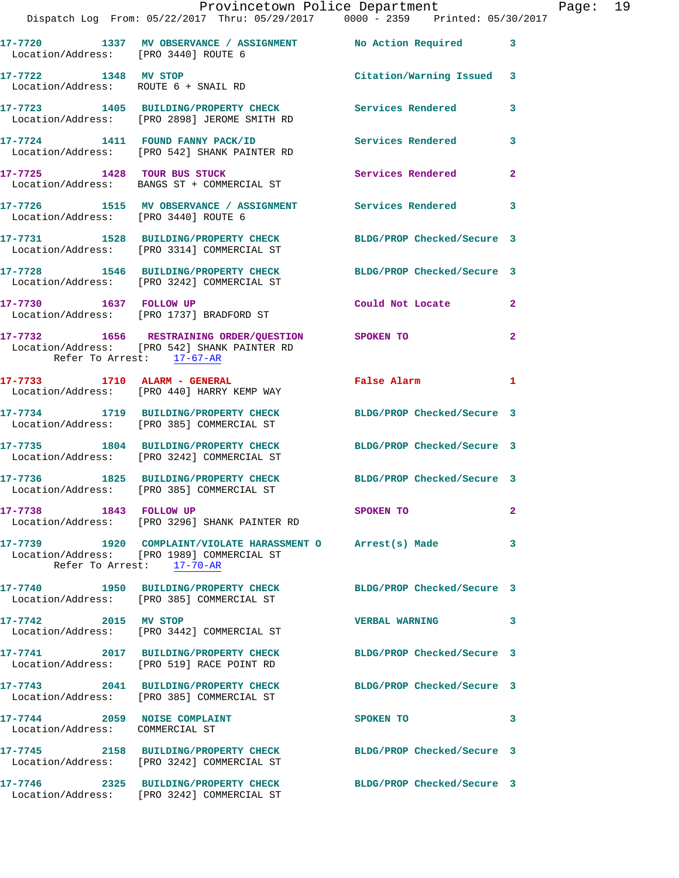17-7720 1337 MV OBSERVANCE / ASSIGNMENT No Action Required 3
Location/Address: [PRO 3440] ROUTE 6

17-7722 1348 MV STOP Citation/Warning Issued 3
Location/Address: ROUTE 6 + SNAIL RD

17-7723 1405 BUILDING/PROPERTY CHECK Services Rendered 3
Location/Address: [PRO 2898] JEROME SMITH RD

17-7724 1411 FOUND FANNY PACK/ID Services Rendered 3
Location/Address: [PRO 542] SHANK PAINTER RD

17-7725 1428 TOUR BUS STUCK Services Rendered 2
Location/Address: BANGS ST + COMMERCIAL ST

17-7726 1515 MV OBSERVANCE / ASSIGNMENT Services Rendered 3
Location/Address: [PRO 3440] ROUTE 6

17-7731 1528 BUILDING/PROPERTY CHECK BLDG/PROP Checked/Secure 3
Location/Address: [PRO 3314] COMMERCIAL ST

17-7728 1546 BUILDING/PROPERTY CHECK BLDG/PROP Checked/Secure 3
Location/Address: [PRO 3242] COMMERCIAL ST

17-7730 1637 FOLLOW UP Could Not Locate 2
Location/Address: [PRO 1737] BRADFORD ST

17-7732 1656 RESTRAINING ORDER/QUESTION SPOKEN TO 2
Location/Address: [PRO 542] SHANK PAINTER RD
Refer To Arrest: 17-67-AR

17-7733 1710 ALARM - GENERAL False Alarm 1
Location/Address: [PRO 440] HARRY KEMP WAY

17-7734 1719 BUILDING/PROPERTY CHECK BLDG/PROP Checked/Secure 3
Location/Address: [PRO 385] COMMERCIAL ST

17-7735 1804 BUILDING/PROPERTY CHECK BLDG/PROP Checked/Secure 3
Location/Address: [PRO 3242] COMMERCIAL ST

17-7736 1825 BUILDING/PROPERTY CHECK BLDG/PROP Checked/Secure 3
Location/Address: [PRO 385] COMMERCIAL ST

17-7738 1843 FOLLOW UP SPOKEN TO 2
Location/Address: [PRO 3296] SHANK PAINTER RD

17-7739 1920 COMPLAINT/VIOLATE HARASSMENT O Arrest(s) Made 3
Location/Address: [PRO 1989] COMMERCIAL ST
Refer To Arrest: 17-70-AR

17-7740 1950 BUILDING/PROPERTY CHECK BLDG/PROP Checked/Secure 3
Location/Address: [PRO 385] COMMERCIAL ST

17-7742 2015 MV STOP VERBAL WARNING 3
Location/Address: [PRO 3442] COMMERCIAL ST

17-7741 2017 BUILDING/PROPERTY CHECK BLDG/PROP Checked/Secure 3
Location/Address: [PRO 519] RACE POINT RD

17-7743 2041 BUILDING/PROPERTY CHECK BLDG/PROP Checked/Secure 3
Location/Address: [PRO 385] COMMERCIAL ST

17-7744 2059 NOISE COMPLAINT SPOKEN TO 3
Location/Address: COMMERCIAL ST

17-7745 2158 BUILDING/PROPERTY CHECK BLDG/PROP Checked/Secure 3
Location/Address: [PRO 3242] COMMERCIAL ST

17-7746 2325 BUILDING/PROPERTY CHECK BLDG/PROP Checked/Secure 3
Location/Address: [PRO 3242] COMMERCIAL ST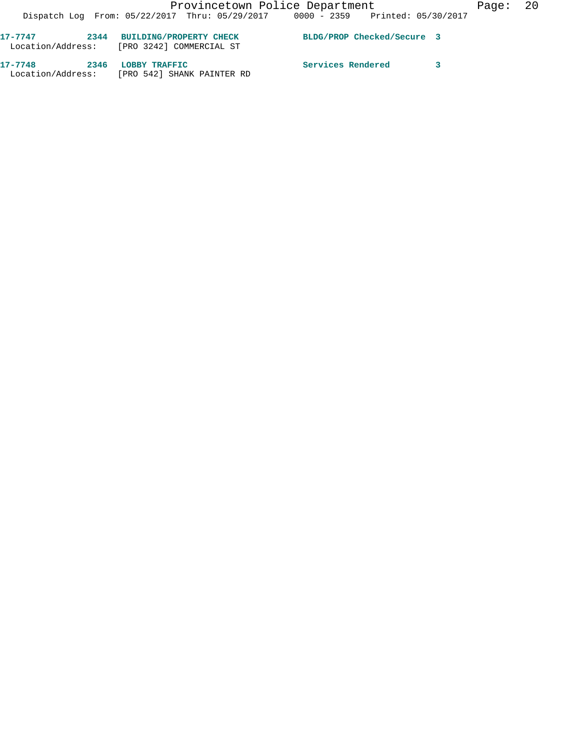17-7747 2344 **BUILDING/PROPERTY CHECK** BLDG/PROP Checked/Secure 3
Location/Address: [PRO 3242] COMMERCIAL ST

17-7748 2346 **LOBBY TRAFFIC** Services Rendered 3
Location/Address: [PRO 542] SHANK PAINTER RD